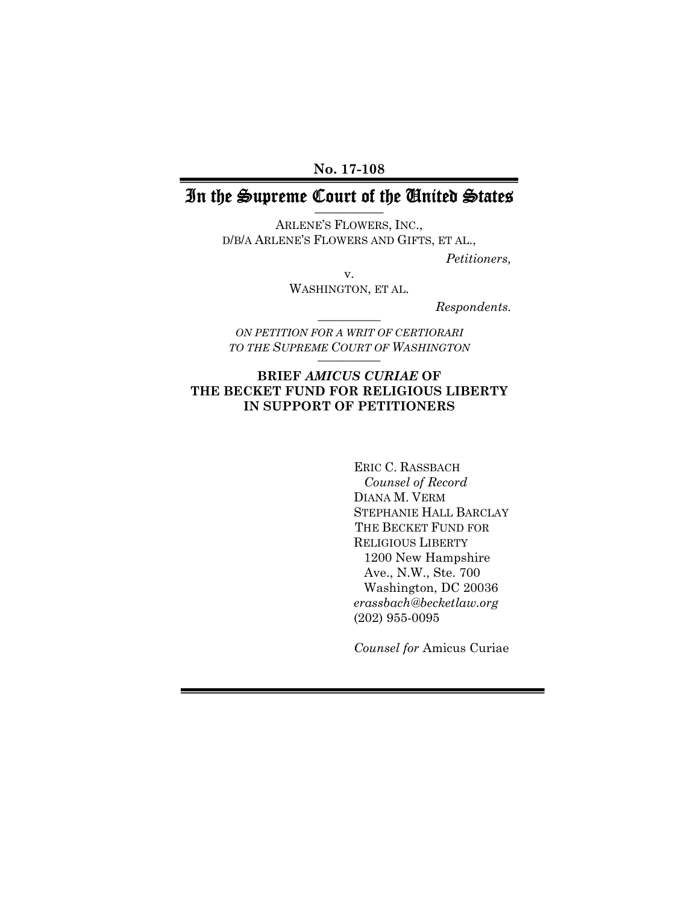**No. 17-108**

# In the Supreme Court of the United States

ARLENE'S FLOWERS, INC.,
D/B/A ARLENE'S FLOWERS AND GIFTS, ET AL.,

*Petitioners,*

v.

WASHINGTON, ET AL.

*Respondents.*

*ON PETITION FOR A WRIT OF CERTIORARI TO THE SUPREME COURT OF WASHINGTON*

**BRIEF *AMICUS CURIAE* OF THE BECKET FUND FOR RELIGIOUS LIBERTY IN SUPPORT OF PETITIONERS**

ERIC C. RASSBACH
*Counsel of Record*
DIANA M. VERM
STEPHANIE HALL BARCLAY
THE BECKET FUND FOR RELIGIOUS LIBERTY
1200 New Hampshire Ave., N.W., Ste. 700
Washington, DC 20036
*erassbach@becketlaw.org*
(202) 955-0095

*Counsel for* Amicus Curiae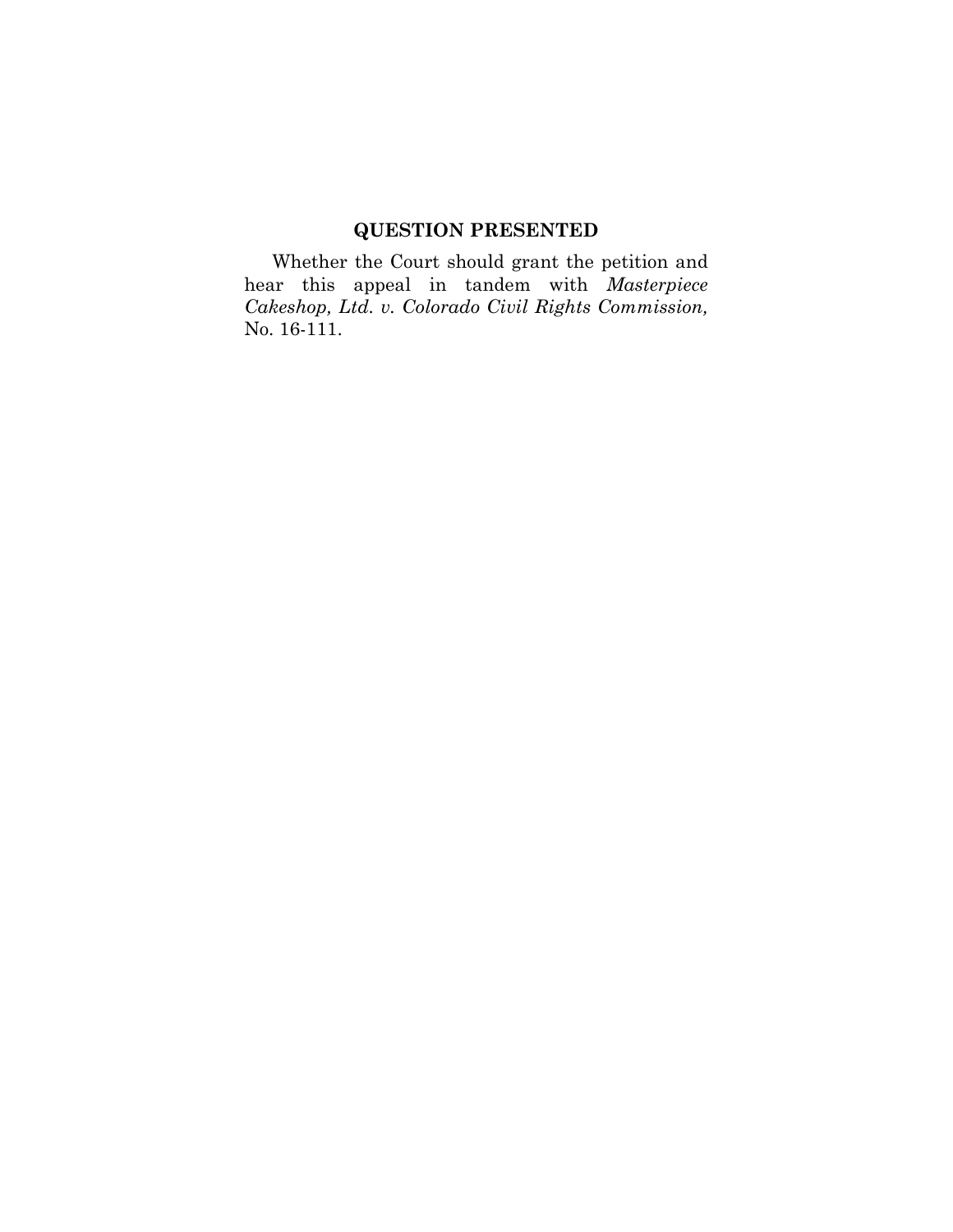## QUESTION PRESENTED

Whether the Court should grant the petition and hear this appeal in tandem with *Masterpiece Cakeshop, Ltd. v. Colorado Civil Rights Commission,* No. 16-111.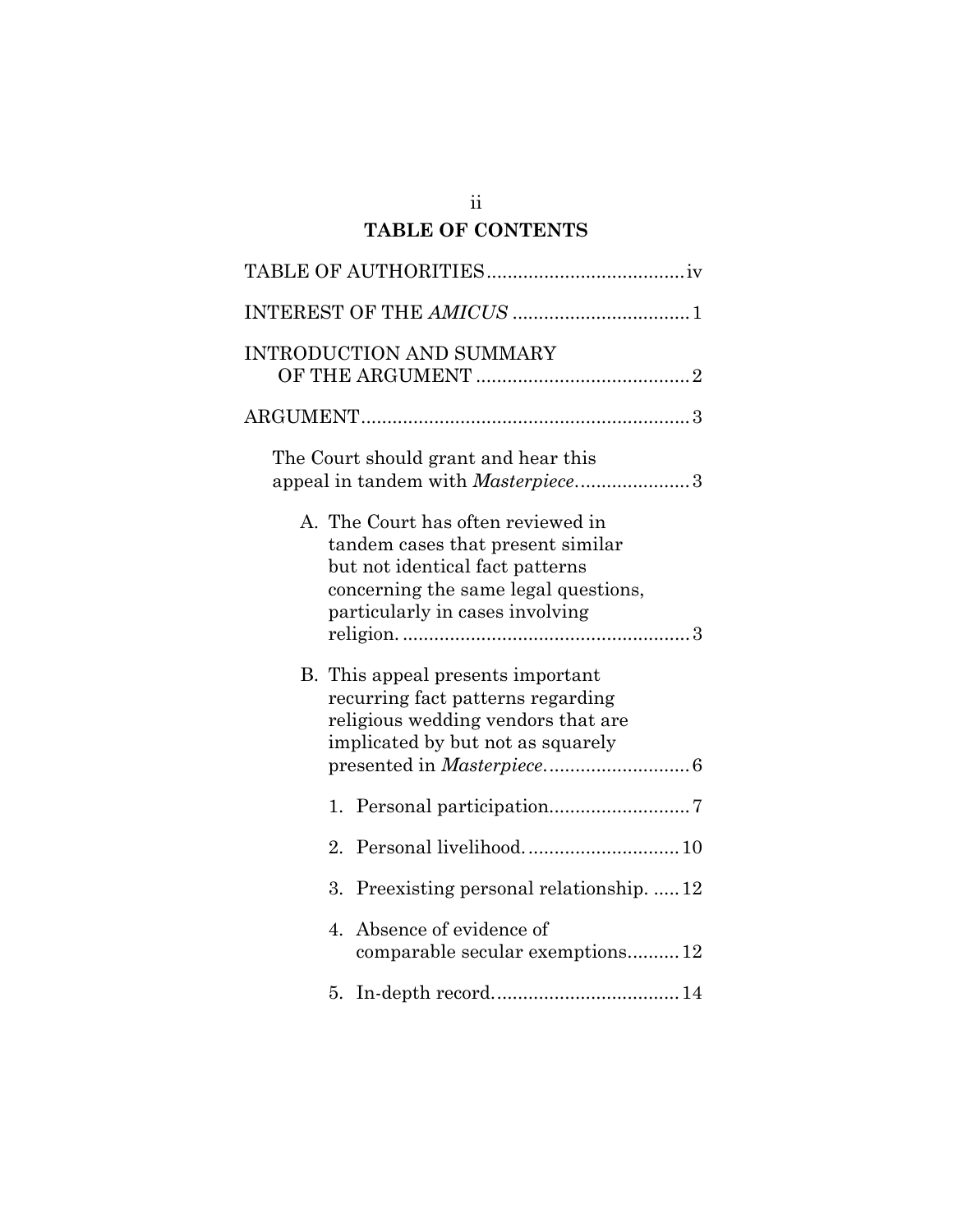## TABLE OF CONTENTS

TABLE OF AUTHORITIES ...................................... iv

INTEREST OF THE *AMICUS* .................................. 1

INTRODUCTION AND SUMMARY OF THE ARGUMENT ......................................... 2

ARGUMENT ............................................................... 3

The Court should grant and hear this appeal in tandem with *Masterpiece*. ..................... 3

A. The Court has often reviewed in tandem cases that present similar but not identical fact patterns concerning the same legal questions, particularly in cases involving religion. ....................................................... 3

B. This appeal presents important recurring fact patterns regarding religious wedding vendors that are implicated by but not as squarely presented in *Masterpiece*. .......................... 6

1. Personal participation. .......................... 7

2. Personal livelihood. ............................ 10

3. Preexisting personal relationship. ..... 12

4. Absence of evidence of comparable secular exemptions .......... 12

5. In-depth record. .................................. 14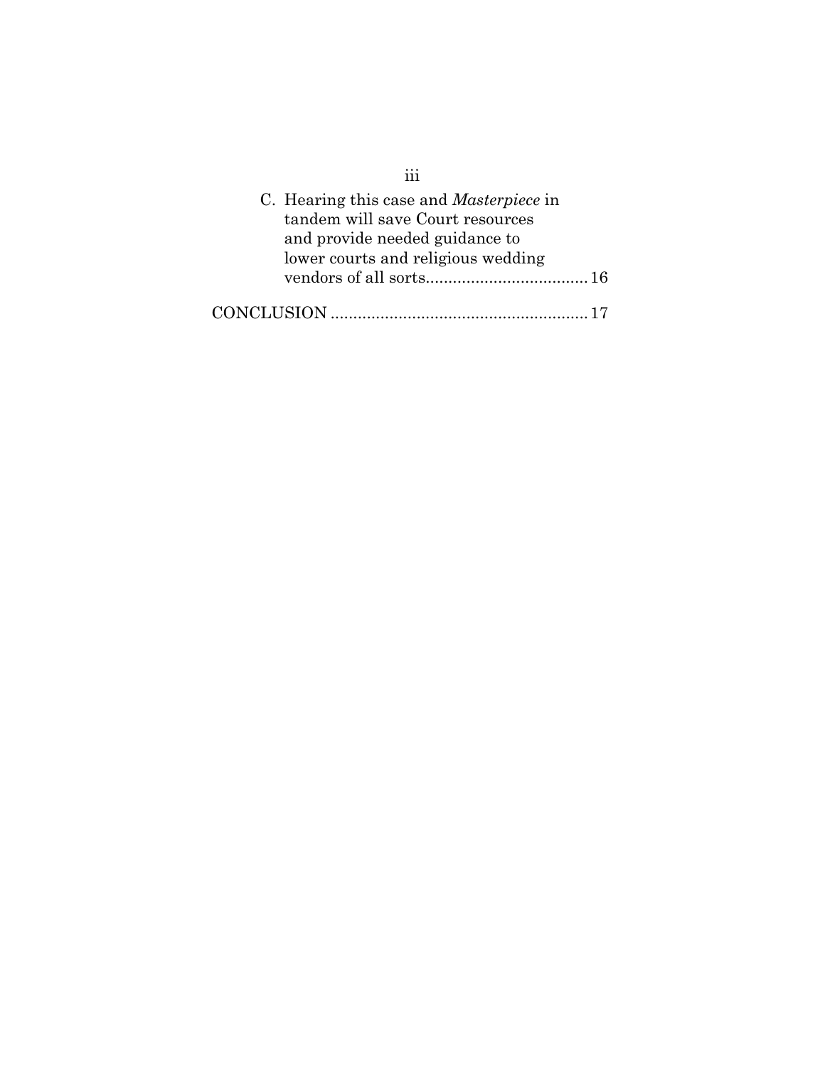C. Hearing this case and *Masterpiece* in tandem will save Court resources and provide needed guidance to lower courts and religious wedding vendors of all sorts.................................... 16

CONCLUSION ......................................................... 17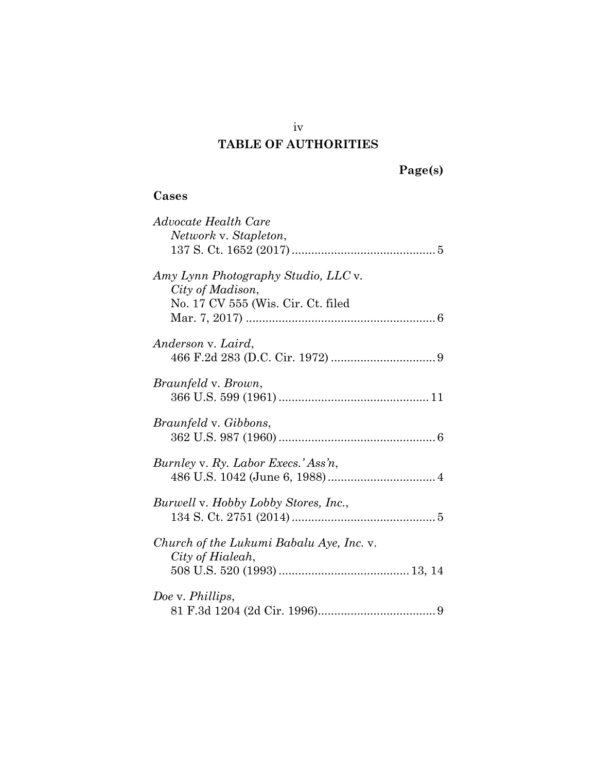# TABLE OF AUTHORITIES

**Page(s)**

## Cases

*Advocate Health Care Network* v. *Stapleton*, 137 S. Ct. 1652 (2017) .......... 5

*Amy Lynn Photography Studio, LLC* v. *City of Madison*, No. 17 CV 555 (Wis. Cir. Ct. filed Mar. 7, 2017) .......... 6

*Anderson* v. *Laird*, 466 F.2d 283 (D.C. Cir. 1972) .......... 9

*Braunfeld* v. *Brown*, 366 U.S. 599 (1961) .......... 11

*Braunfeld* v. *Gibbons*, 362 U.S. 987 (1960) .......... 6

*Burnley* v. *Ry. Labor Execs.' Ass'n*, 486 U.S. 1042 (June 6, 1988) .......... 4

*Burwell* v. *Hobby Lobby Stores, Inc.*, 134 S. Ct. 2751 (2014) .......... 5

*Church of the Lukumi Babalu Aye, Inc.* v. *City of Hialeah*, 508 U.S. 520 (1993) .......... 13, 14

*Doe* v. *Phillips*, 81 F.3d 1204 (2d Cir. 1996) .......... 9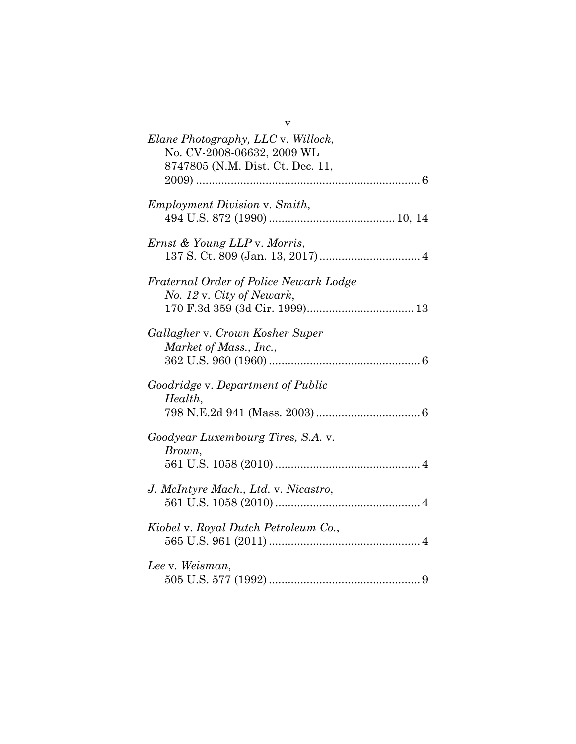*Elane Photography, LLC* v. *Willock*, No. CV-2008-06632, 2009 WL 8747805 (N.M. Dist. Ct. Dec. 11, 2009) ........................................................................ 6

*Employment Division* v. *Smith*, 494 U.S. 872 (1990) ........................................ 10, 14

*Ernst & Young LLP* v. *Morris*, 137 S. Ct. 809 (Jan. 13, 2017) ................................ 4

*Fraternal Order of Police Newark Lodge No. 12* v. *City of Newark*, 170 F.3d 359 (3d Cir. 1999).................................. 13

*Gallagher* v. *Crown Kosher Super Market of Mass., Inc.*, 362 U.S. 960 (1960) ................................................ 6

*Goodridge* v. *Department of Public Health*, 798 N.E.2d 941 (Mass. 2003) ................................. 6

*Goodyear Luxembourg Tires, S.A.* v. *Brown*, 561 U.S. 1058 (2010) .............................................. 4

*J. McIntyre Mach., Ltd.* v. *Nicastro*, 561 U.S. 1058 (2010) .............................................. 4

*Kiobel* v. *Royal Dutch Petroleum Co.*, 565 U.S. 961 (2011) ................................................ 4

*Lee* v. *Weisman*, 505 U.S. 577 (1992) ................................................ 9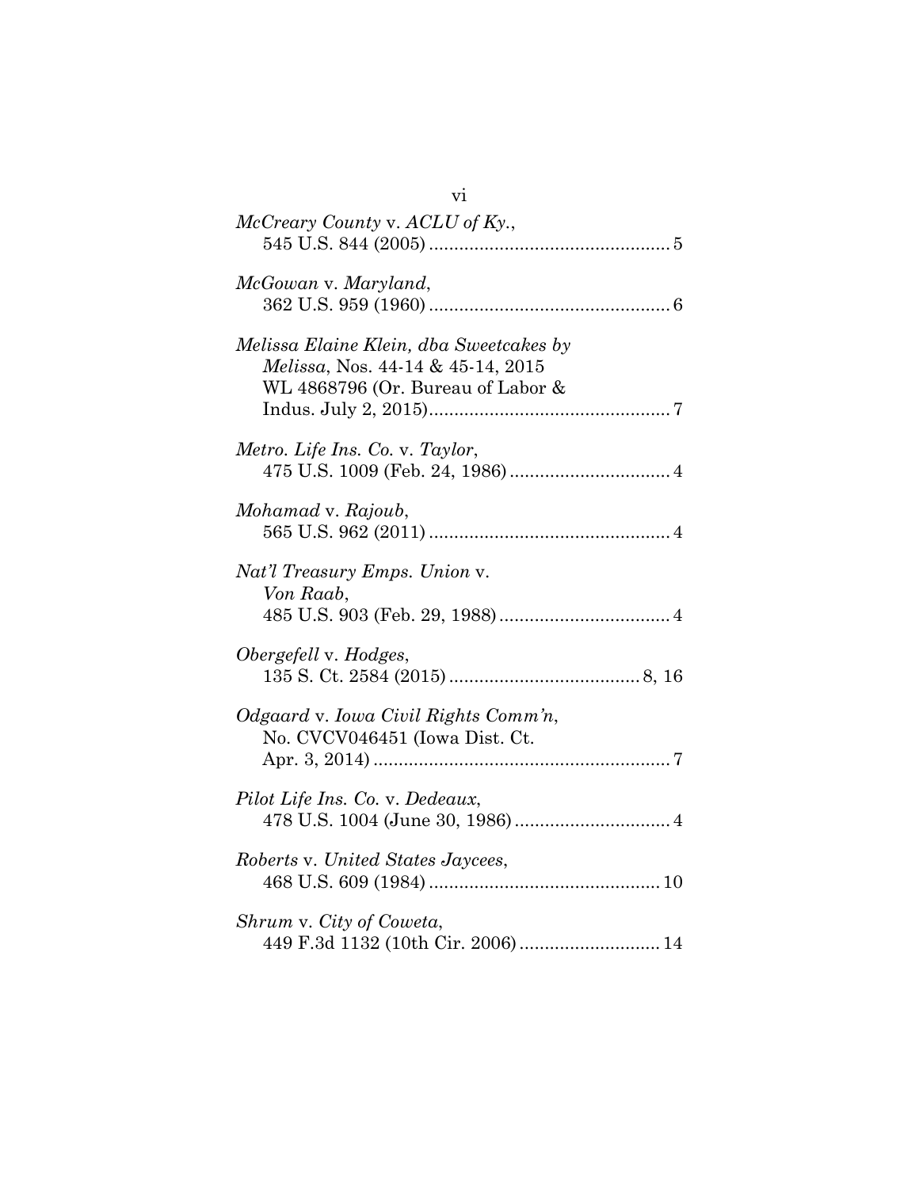*McCreary County* v. *ACLU of Ky.*,
545 U.S. 844 (2005) ................................................ 5

*McGowan* v. *Maryland*,
362 U.S. 959 (1960) ................................................ 6

*Melissa Elaine Klein, dba Sweetcakes by Melissa*, Nos. 44-14 & 45-14, 2015 WL 4868796 (Or. Bureau of Labor & Indus. July 2, 2015)................................................ 7

*Metro. Life Ins. Co.* v. *Taylor*,
475 U.S. 1009 (Feb. 24, 1986) ................................ 4

*Mohamad* v. *Rajoub*,
565 U.S. 962 (2011) ................................................ 4

*Nat'l Treasury Emps. Union* v. *Von Raab*,
485 U.S. 903 (Feb. 29, 1988) .................................. 4

*Obergefell* v. *Hodges*,
135 S. Ct. 2584 (2015) ...................................... 8, 16

*Odgaard* v. *Iowa Civil Rights Comm'n*,
No. CVCV046451 (Iowa Dist. Ct. Apr. 3, 2014) ........................................................... 7

*Pilot Life Ins. Co.* v. *Dedeaux*,
478 U.S. 1004 (June 30, 1986) ............................... 4

*Roberts* v. *United States Jaycees*,
468 U.S. 609 (1984) .............................................. 10

*Shrum* v. *City of Coweta*,
449 F.3d 1132 (10th Cir. 2006) ............................ 14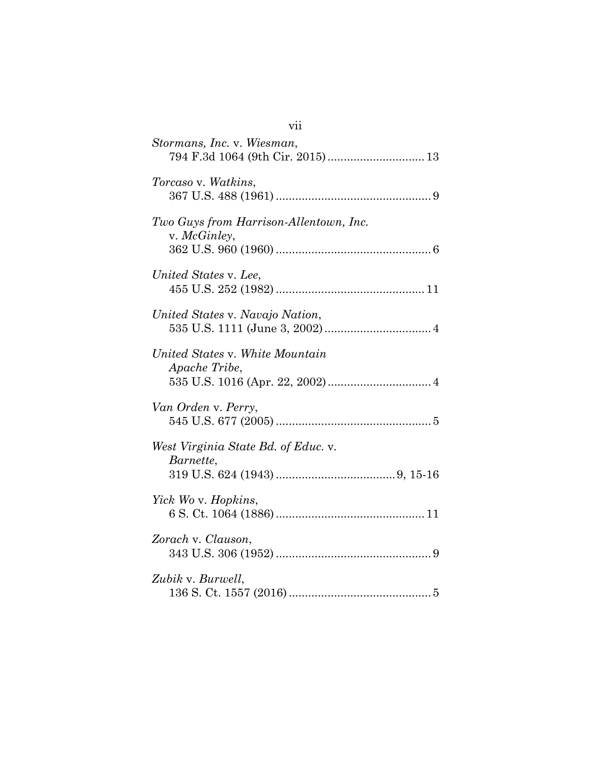*Stormans, Inc.* v. *Wiesman*,
794 F.3d 1064 (9th Cir. 2015) ............................ 13

*Torcaso* v. *Watkins*,
367 U.S. 488 (1961) ............................................... 9

*Two Guys from Harrison-Allentown, Inc.* v. *McGinley*,
362 U.S. 960 (1960) ............................................... 6

*United States* v. *Lee*,
455 U.S. 252 (1982) ............................................. 11

*United States* v. *Navajo Nation*,
535 U.S. 1111 (June 3, 2002) ................................ 4

*United States* v. *White Mountain Apache Tribe*,
535 U.S. 1016 (Apr. 22, 2002) ............................... 4

*Van Orden* v. *Perry*,
545 U.S. 677 (2005) ............................................... 5

*West Virginia State Bd. of Educ.* v. *Barnette*,
319 U.S. 624 (1943) .................................... 9, 15-16

*Yick Wo* v. *Hopkins*,
6 S. Ct. 1064 (1886) ............................................. 11

*Zorach* v. *Clauson*,
343 U.S. 306 (1952) ............................................... 9

*Zubik* v. *Burwell*,
136 S. Ct. 1557 (2016) ........................................... 5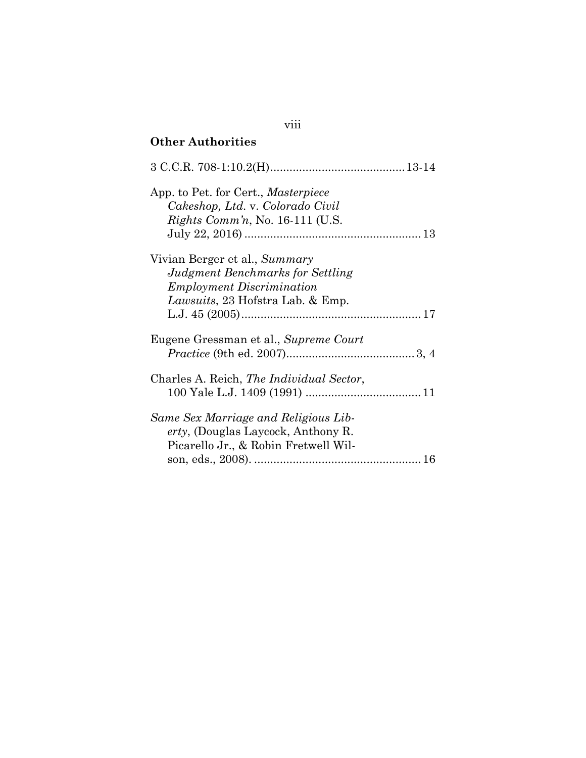## Other Authorities

3 C.C.R. 708-1:10.2(H) .......................................... 13-14

App. to Pet. for Cert., *Masterpiece Cakeshop, Ltd.* v. *Colorado Civil Rights Comm'n*, No. 16-111 (U.S. July 22, 2016) ....................................................... 13

Vivian Berger et al., *Summary Judgment Benchmarks for Settling Employment Discrimination Lawsuits*, 23 Hofstra Lab. & Emp. L.J. 45 (2005) ........................................................ 17

Eugene Gressman et al., *Supreme Court Practice* (9th ed. 2007) ........................................ 3, 4

Charles A. Reich, *The Individual Sector*, 100 Yale L.J. 1409 (1991) .................................... 11

*Same Sex Marriage and Religious Liberty*, (Douglas Laycock, Anthony R. Picarello Jr., & Robin Fretwell Wilson, eds., 2008). .................................................... 16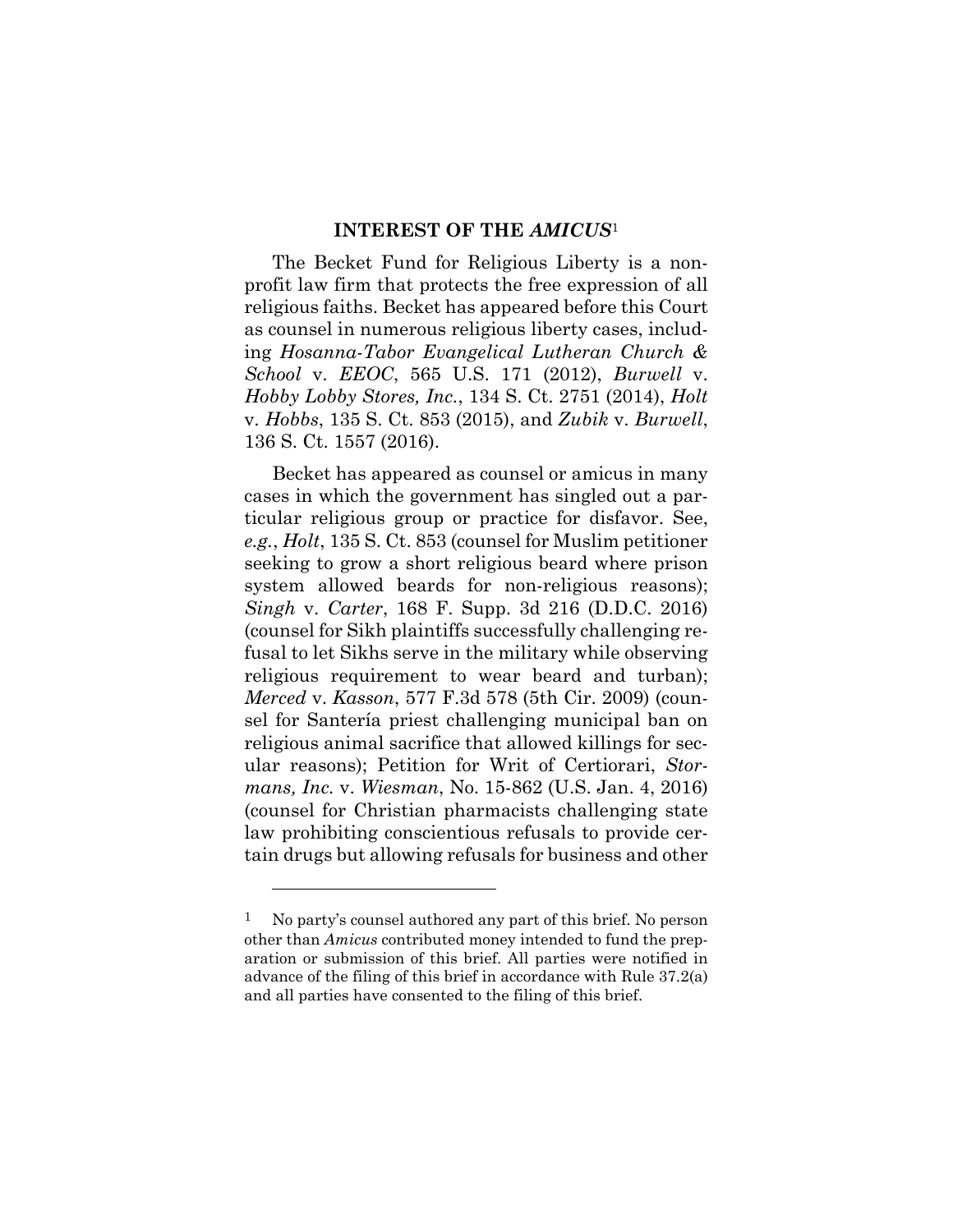## INTEREST OF THE *AMICUS*[1]

The Becket Fund for Religious Liberty is a non-profit law firm that protects the free expression of all religious faiths. Becket has appeared before this Court as counsel in numerous religious liberty cases, including *Hosanna-Tabor Evangelical Lutheran Church & School* v. *EEOC*, 565 U.S. 171 (2012), *Burwell* v. *Hobby Lobby Stores, Inc.*, 134 S. Ct. 2751 (2014), *Holt* v. *Hobbs*, 135 S. Ct. 853 (2015), and *Zubik* v. *Burwell*, 136 S. Ct. 1557 (2016).

Becket has appeared as counsel or amicus in many cases in which the government has singled out a particular religious group or practice for disfavor. See, *e.g.*, *Holt*, 135 S. Ct. 853 (counsel for Muslim petitioner seeking to grow a short religious beard where prison system allowed beards for non-religious reasons); *Singh* v. *Carter*, 168 F. Supp. 3d 216 (D.D.C. 2016) (counsel for Sikh plaintiffs successfully challenging refusal to let Sikhs serve in the military while observing religious requirement to wear beard and turban); *Merced* v. *Kasson*, 577 F.3d 578 (5th Cir. 2009) (counsel for Santería priest challenging municipal ban on religious animal sacrifice that allowed killings for secular reasons); Petition for Writ of Certiorari, *Stormans, Inc.* v. *Wiesman*, No. 15-862 (U.S. Jan. 4, 2016) (counsel for Christian pharmacists challenging state law prohibiting conscientious refusals to provide certain drugs but allowing refusals for business and other

---

[1] No party's counsel authored any part of this brief. No person other than *Amicus* contributed money intended to fund the preparation or submission of this brief. All parties were notified in advance of the filing of this brief in accordance with Rule 37.2(a) and all parties have consented to the filing of this brief.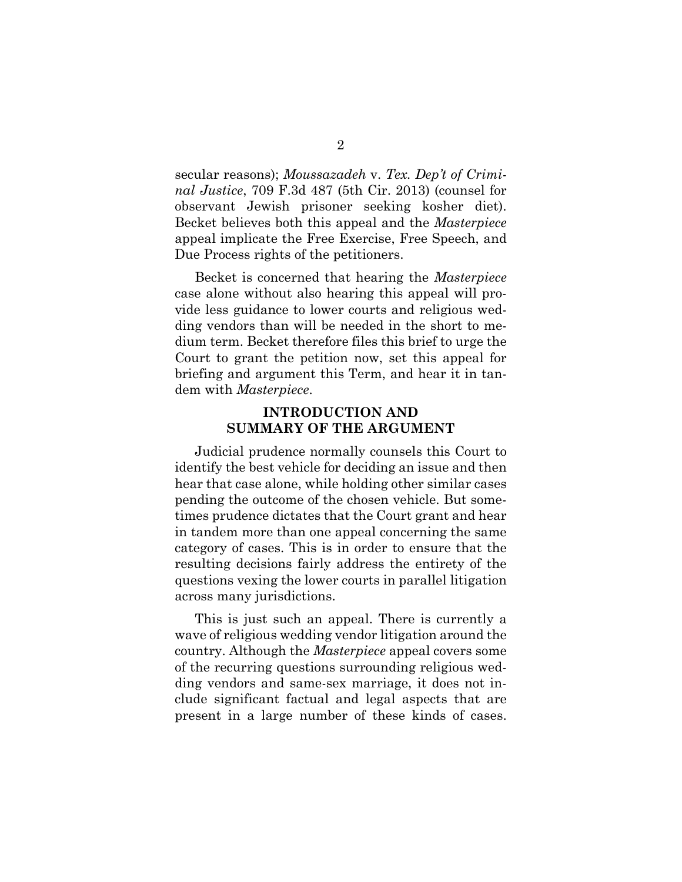secular reasons); *Moussazadeh* v. *Tex. Dep't of Criminal Justice*, 709 F.3d 487 (5th Cir. 2013) (counsel for observant Jewish prisoner seeking kosher diet). Becket believes both this appeal and the *Masterpiece* appeal implicate the Free Exercise, Free Speech, and Due Process rights of the petitioners.

Becket is concerned that hearing the *Masterpiece* case alone without also hearing this appeal will provide less guidance to lower courts and religious wedding vendors than will be needed in the short to medium term. Becket therefore files this brief to urge the Court to grant the petition now, set this appeal for briefing and argument this Term, and hear it in tandem with *Masterpiece*.

## INTRODUCTION AND SUMMARY OF THE ARGUMENT

Judicial prudence normally counsels this Court to identify the best vehicle for deciding an issue and then hear that case alone, while holding other similar cases pending the outcome of the chosen vehicle. But sometimes prudence dictates that the Court grant and hear in tandem more than one appeal concerning the same category of cases. This is in order to ensure that the resulting decisions fairly address the entirety of the questions vexing the lower courts in parallel litigation across many jurisdictions.

This is just such an appeal. There is currently a wave of religious wedding vendor litigation around the country. Although the *Masterpiece* appeal covers some of the recurring questions surrounding religious wedding vendors and same-sex marriage, it does not include significant factual and legal aspects that are present in a large number of these kinds of cases.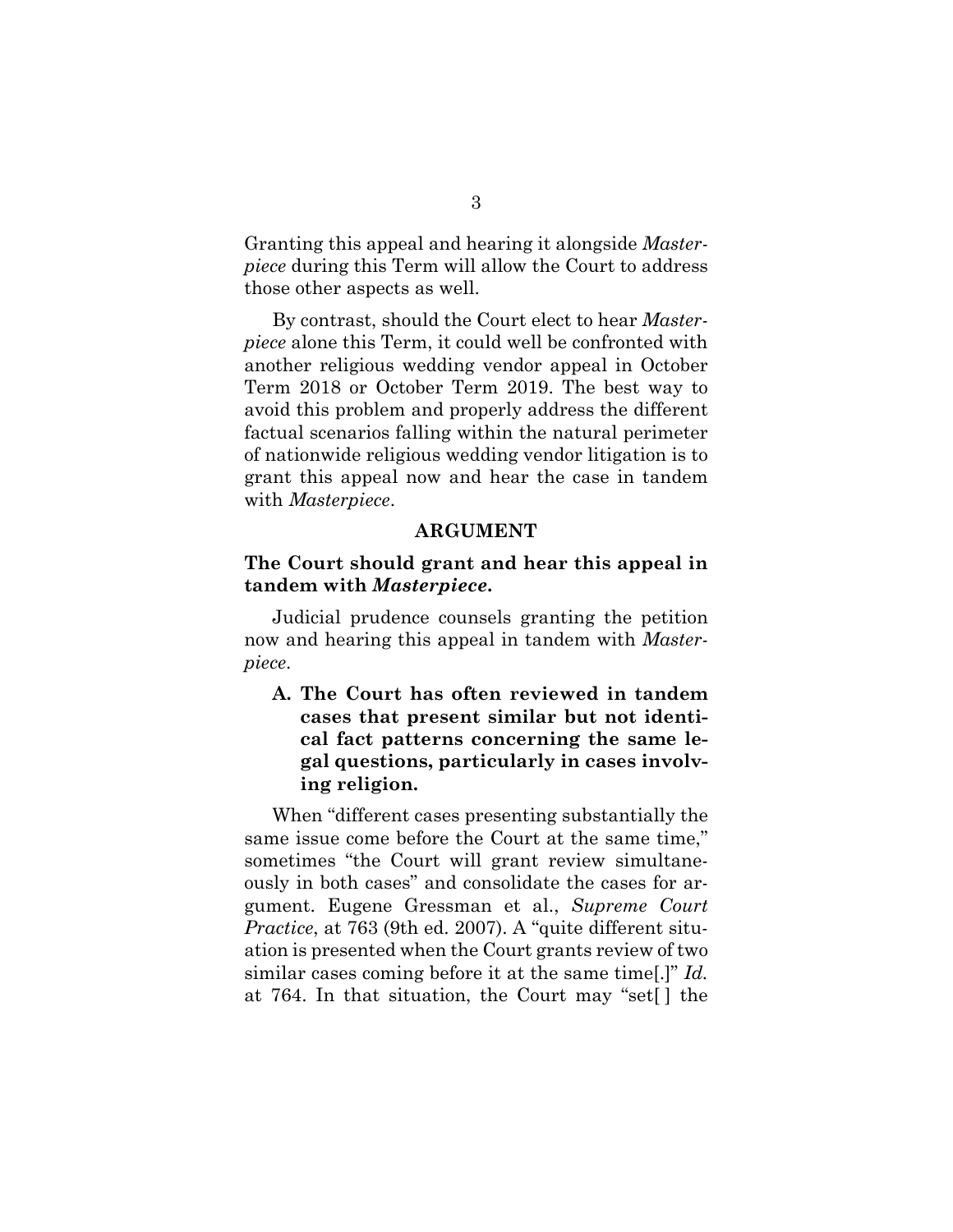Granting this appeal and hearing it alongside *Masterpiece* during this Term will allow the Court to address those other aspects as well.

By contrast, should the Court elect to hear *Masterpiece* alone this Term, it could well be confronted with another religious wedding vendor appeal in October Term 2018 or October Term 2019. The best way to avoid this problem and properly address the different factual scenarios falling within the natural perimeter of nationwide religious wedding vendor litigation is to grant this appeal now and hear the case in tandem with *Masterpiece*.

## ARGUMENT

### The Court should grant and hear this appeal in tandem with *Masterpiece*.

Judicial prudence counsels granting the petition now and hearing this appeal in tandem with *Masterpiece*.

#### A. The Court has often reviewed in tandem cases that present similar but not identical fact patterns concerning the same legal questions, particularly in cases involving religion.

When "different cases presenting substantially the same issue come before the Court at the same time," sometimes "the Court will grant review simultaneously in both cases" and consolidate the cases for argument. Eugene Gressman et al., *Supreme Court Practice*, at 763 (9th ed. 2007). A "quite different situation is presented when the Court grants review of two similar cases coming before it at the same time[.]" *Id.* at 764. In that situation, the Court may "set[ ] the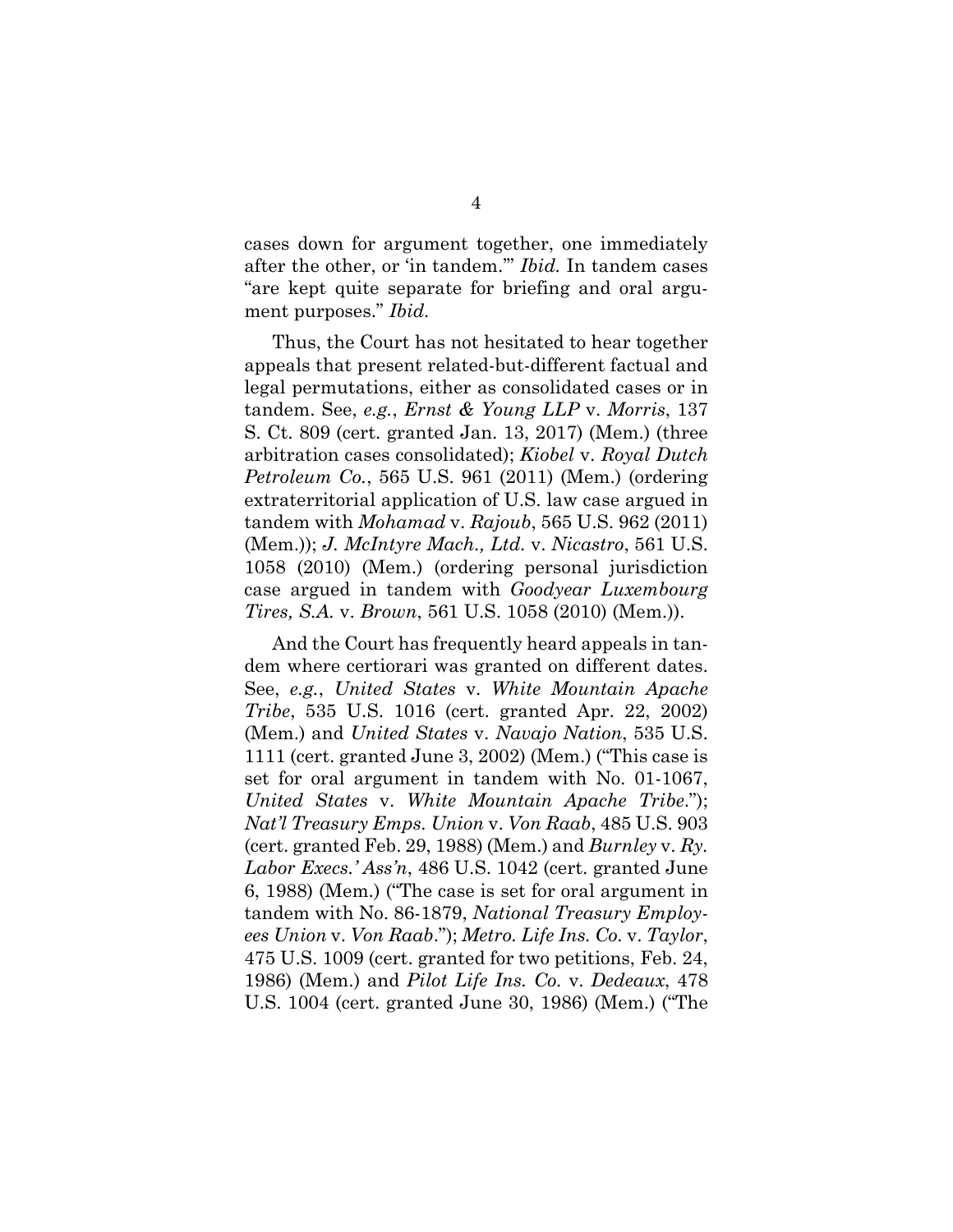cases down for argument together, one immediately after the other, or 'in tandem.'" *Ibid.* In tandem cases "are kept quite separate for briefing and oral argument purposes." *Ibid.*

Thus, the Court has not hesitated to hear together appeals that present related-but-different factual and legal permutations, either as consolidated cases or in tandem. See, *e.g.*, *Ernst & Young LLP* v. *Morris*, 137 S. Ct. 809 (cert. granted Jan. 13, 2017) (Mem.) (three arbitration cases consolidated); *Kiobel* v. *Royal Dutch Petroleum Co.*, 565 U.S. 961 (2011) (Mem.) (ordering extraterritorial application of U.S. law case argued in tandem with *Mohamad* v. *Rajoub*, 565 U.S. 962 (2011) (Mem.)); *J. McIntyre Mach., Ltd.* v. *Nicastro*, 561 U.S. 1058 (2010) (Mem.) (ordering personal jurisdiction case argued in tandem with *Goodyear Luxembourg Tires, S.A.* v. *Brown*, 561 U.S. 1058 (2010) (Mem.)).

And the Court has frequently heard appeals in tandem where certiorari was granted on different dates. See, *e.g.*, *United States* v. *White Mountain Apache Tribe*, 535 U.S. 1016 (cert. granted Apr. 22, 2002) (Mem.) and *United States* v. *Navajo Nation*, 535 U.S. 1111 (cert. granted June 3, 2002) (Mem.) ("This case is set for oral argument in tandem with No. 01-1067, *United States* v. *White Mountain Apache Tribe*."); *Nat'l Treasury Emps. Union* v. *Von Raab*, 485 U.S. 903 (cert. granted Feb. 29, 1988) (Mem.) and *Burnley* v. *Ry. Labor Execs.' Ass'n*, 486 U.S. 1042 (cert. granted June 6, 1988) (Mem.) ("The case is set for oral argument in tandem with No. 86-1879, *National Treasury Employees Union* v. *Von Raab*."); *Metro. Life Ins. Co.* v. *Taylor*, 475 U.S. 1009 (cert. granted for two petitions, Feb. 24, 1986) (Mem.) and *Pilot Life Ins. Co.* v. *Dedeaux*, 478 U.S. 1004 (cert. granted June 30, 1986) (Mem.) ("The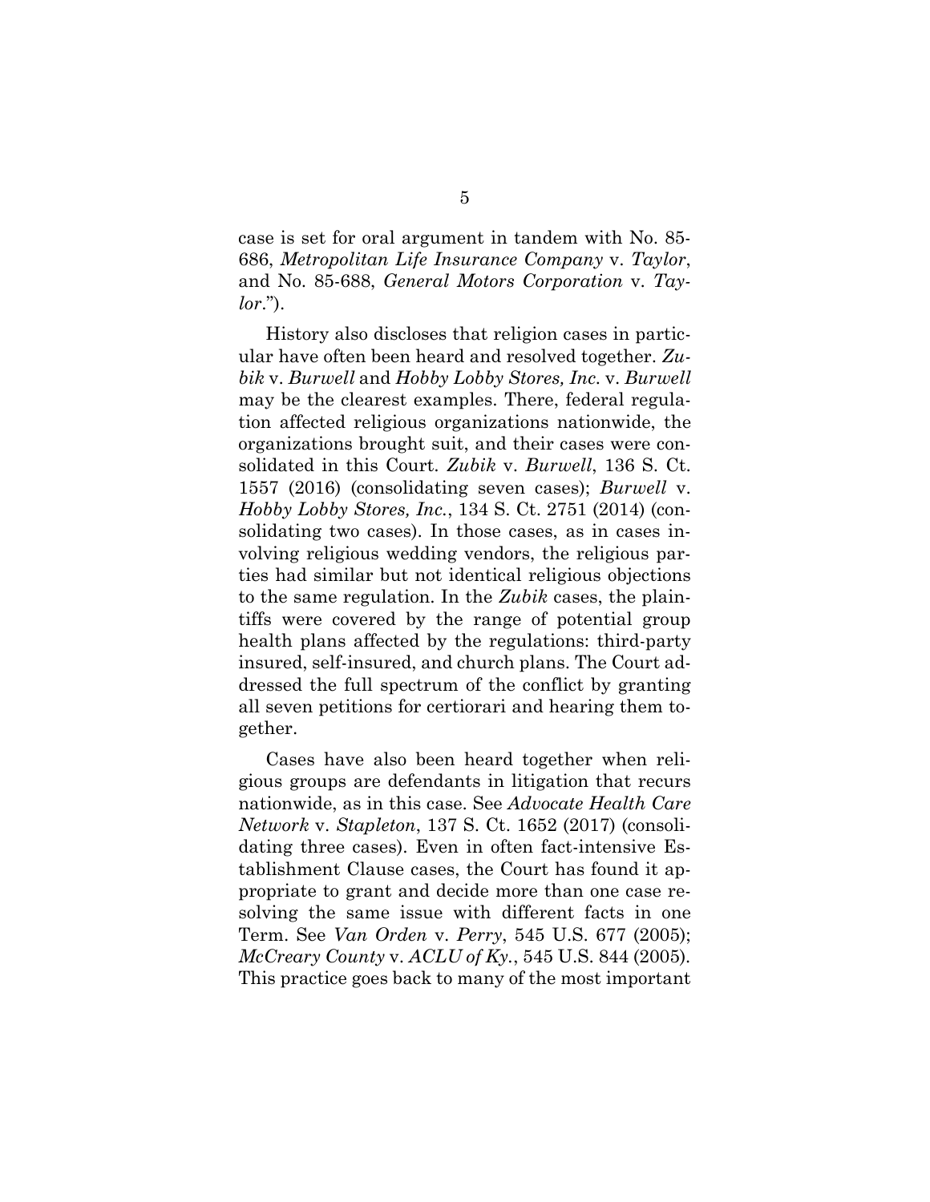case is set for oral argument in tandem with No. 85-686, *Metropolitan Life Insurance Company* v. *Taylor*, and No. 85-688, *General Motors Corporation* v. *Taylor*.").

History also discloses that religion cases in particular have often been heard and resolved together. *Zubik* v. *Burwell* and *Hobby Lobby Stores, Inc.* v. *Burwell* may be the clearest examples. There, federal regulation affected religious organizations nationwide, the organizations brought suit, and their cases were consolidated in this Court. *Zubik* v. *Burwell*, 136 S. Ct. 1557 (2016) (consolidating seven cases); *Burwell* v. *Hobby Lobby Stores, Inc.*, 134 S. Ct. 2751 (2014) (consolidating two cases). In those cases, as in cases involving religious wedding vendors, the religious parties had similar but not identical religious objections to the same regulation. In the *Zubik* cases, the plaintiffs were covered by the range of potential group health plans affected by the regulations: third-party insured, self-insured, and church plans. The Court addressed the full spectrum of the conflict by granting all seven petitions for certiorari and hearing them together.

Cases have also been heard together when religious groups are defendants in litigation that recurs nationwide, as in this case. See *Advocate Health Care Network* v. *Stapleton*, 137 S. Ct. 1652 (2017) (consolidating three cases). Even in often fact-intensive Establishment Clause cases, the Court has found it appropriate to grant and decide more than one case resolving the same issue with different facts in one Term. See *Van Orden* v. *Perry*, 545 U.S. 677 (2005); *McCreary County* v. *ACLU of Ky.*, 545 U.S. 844 (2005). This practice goes back to many of the most important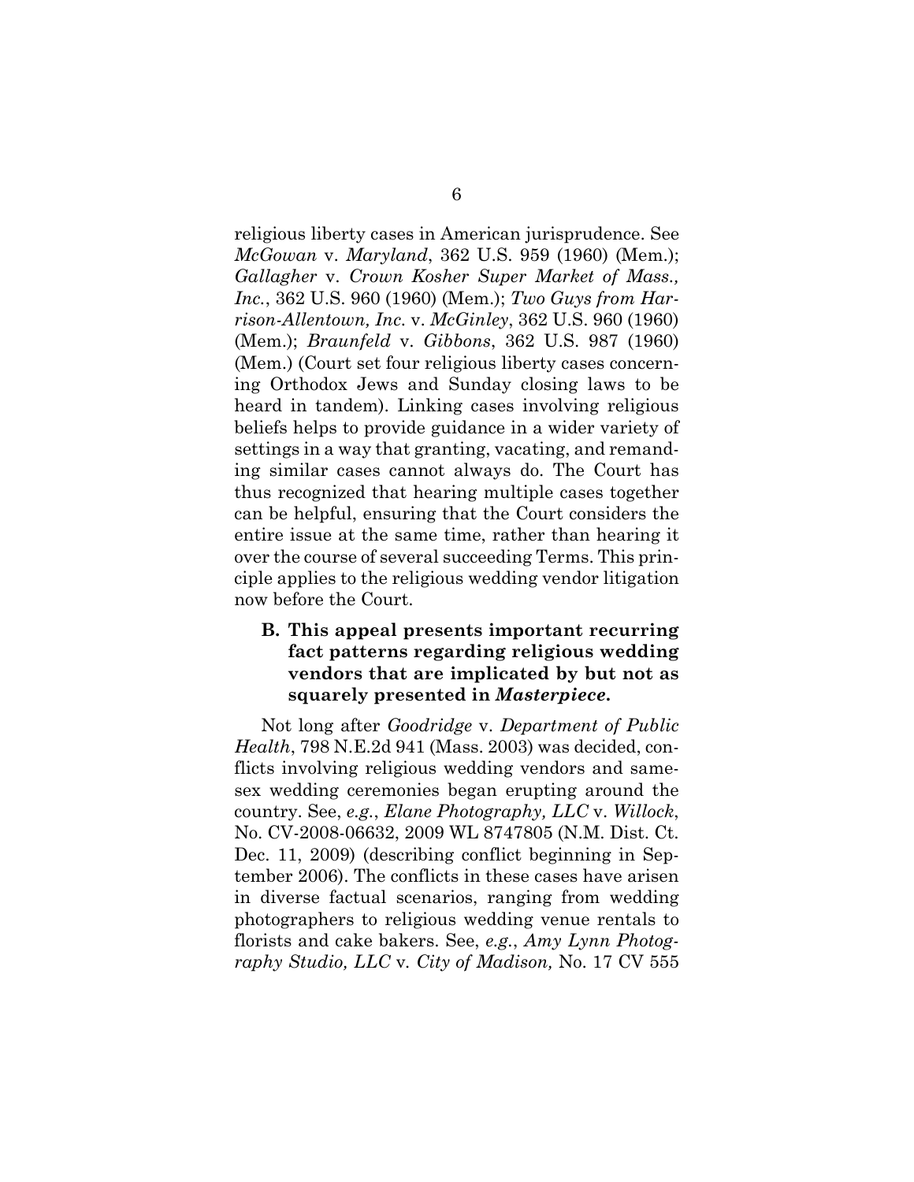religious liberty cases in American jurisprudence. See *McGowan* v. *Maryland*, 362 U.S. 959 (1960) (Mem.); *Gallagher* v. *Crown Kosher Super Market of Mass., Inc.*, 362 U.S. 960 (1960) (Mem.); *Two Guys from Harrison-Allentown, Inc.* v. *McGinley*, 362 U.S. 960 (1960) (Mem.); *Braunfeld* v. *Gibbons*, 362 U.S. 987 (1960) (Mem.) (Court set four religious liberty cases concerning Orthodox Jews and Sunday closing laws to be heard in tandem). Linking cases involving religious beliefs helps to provide guidance in a wider variety of settings in a way that granting, vacating, and remanding similar cases cannot always do. The Court has thus recognized that hearing multiple cases together can be helpful, ensuring that the Court considers the entire issue at the same time, rather than hearing it over the course of several succeeding Terms. This principle applies to the religious wedding vendor litigation now before the Court.

### B. This appeal presents important recurring fact patterns regarding religious wedding vendors that are implicated by but not as squarely presented in *Masterpiece*.

Not long after *Goodridge* v. *Department of Public Health*, 798 N.E.2d 941 (Mass. 2003) was decided, conflicts involving religious wedding vendors and same-sex wedding ceremonies began erupting around the country. See, *e.g.*, *Elane Photography, LLC* v. *Willock*, No. CV-2008-06632, 2009 WL 8747805 (N.M. Dist. Ct. Dec. 11, 2009) (describing conflict beginning in September 2006). The conflicts in these cases have arisen in diverse factual scenarios, ranging from wedding photographers to religious wedding venue rentals to florists and cake bakers. See, *e.g.*, *Amy Lynn Photography Studio, LLC* v. *City of Madison,* No. 17 CV 555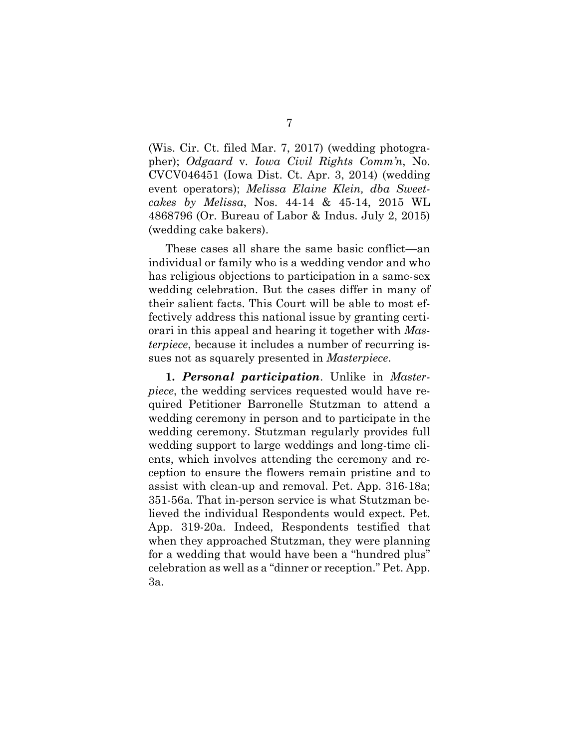(Wis. Cir. Ct. filed Mar. 7, 2017) (wedding photographer); *Odgaard* v. *Iowa Civil Rights Comm'n*, No. CVCV046451 (Iowa Dist. Ct. Apr. 3, 2014) (wedding event operators); *Melissa Elaine Klein, dba Sweetcakes by Melissa*, Nos. 44-14 & 45-14, 2015 WL 4868796 (Or. Bureau of Labor & Indus. July 2, 2015) (wedding cake bakers).

These cases all share the same basic conflict—an individual or family who is a wedding vendor and who has religious objections to participation in a same-sex wedding celebration. But the cases differ in many of their salient facts. This Court will be able to most effectively address this national issue by granting certiorari in this appeal and hearing it together with *Masterpiece*, because it includes a number of recurring issues not as squarely presented in *Masterpiece*.

**1.** ***Personal participation***. Unlike in *Masterpiece*, the wedding services requested would have required Petitioner Barronelle Stutzman to attend a wedding ceremony in person and to participate in the wedding ceremony. Stutzman regularly provides full wedding support to large weddings and long-time clients, which involves attending the ceremony and reception to ensure the flowers remain pristine and to assist with clean-up and removal. Pet. App. 316-18a; 351-56a. That in-person service is what Stutzman believed the individual Respondents would expect. Pet. App. 319-20a. Indeed, Respondents testified that when they approached Stutzman, they were planning for a wedding that would have been a "hundred plus" celebration as well as a "dinner or reception." Pet. App. 3a.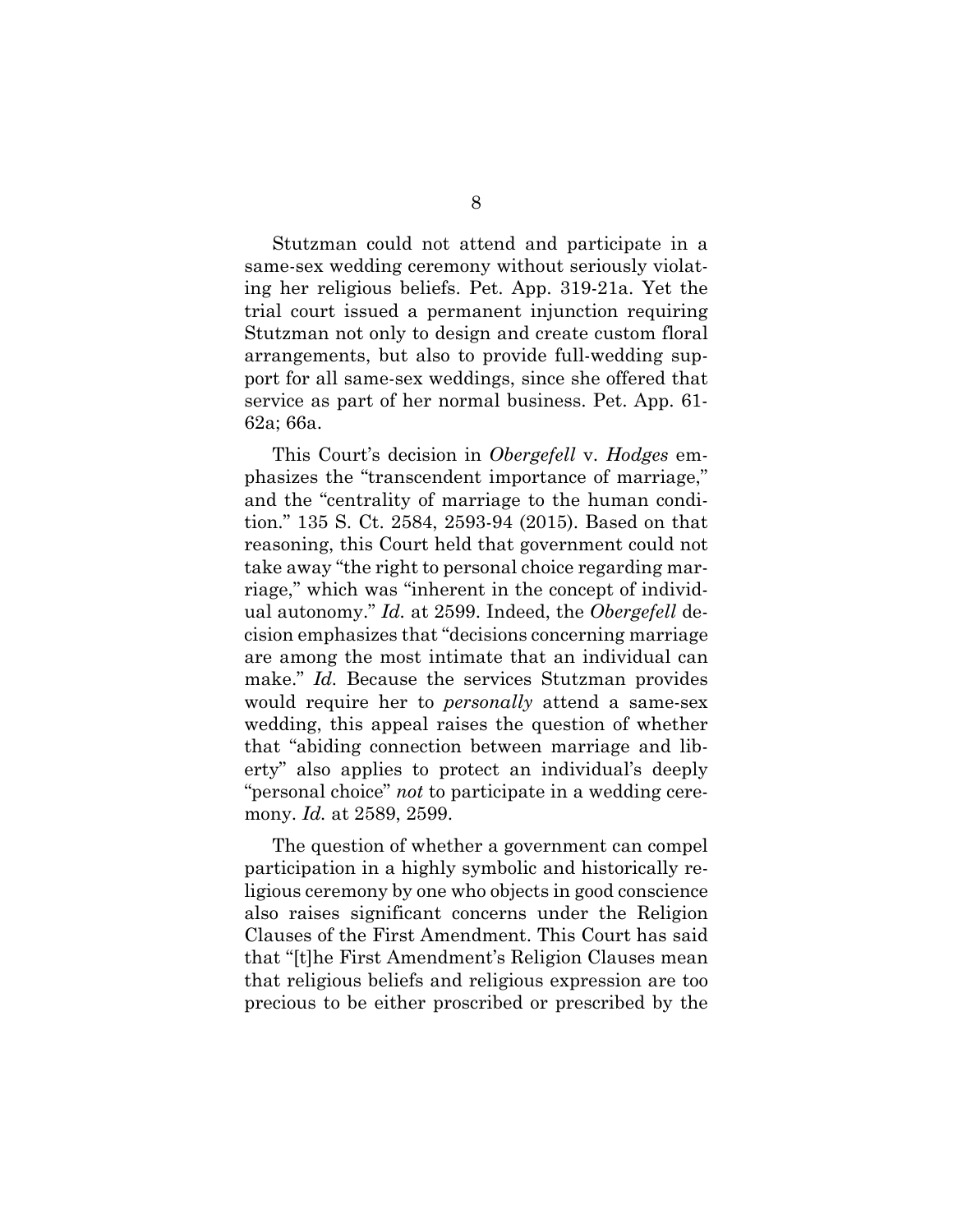Stutzman could not attend and participate in a same-sex wedding ceremony without seriously violating her religious beliefs. Pet. App. 319-21a. Yet the trial court issued a permanent injunction requiring Stutzman not only to design and create custom floral arrangements, but also to provide full-wedding support for all same-sex weddings, since she offered that service as part of her normal business. Pet. App. 61-62a; 66a.

This Court's decision in *Obergefell* v. *Hodges* emphasizes the "transcendent importance of marriage," and the "centrality of marriage to the human condition." 135 S. Ct. 2584, 2593-94 (2015). Based on that reasoning, this Court held that government could not take away "the right to personal choice regarding marriage," which was "inherent in the concept of individual autonomy." *Id.* at 2599. Indeed, the *Obergefell* decision emphasizes that "decisions concerning marriage are among the most intimate that an individual can make." *Id.* Because the services Stutzman provides would require her to *personally* attend a same-sex wedding, this appeal raises the question of whether that "abiding connection between marriage and liberty" also applies to protect an individual's deeply "personal choice" *not* to participate in a wedding ceremony. *Id.* at 2589, 2599.

The question of whether a government can compel participation in a highly symbolic and historically religious ceremony by one who objects in good conscience also raises significant concerns under the Religion Clauses of the First Amendment. This Court has said that "[t]he First Amendment's Religion Clauses mean that religious beliefs and religious expression are too precious to be either proscribed or prescribed by the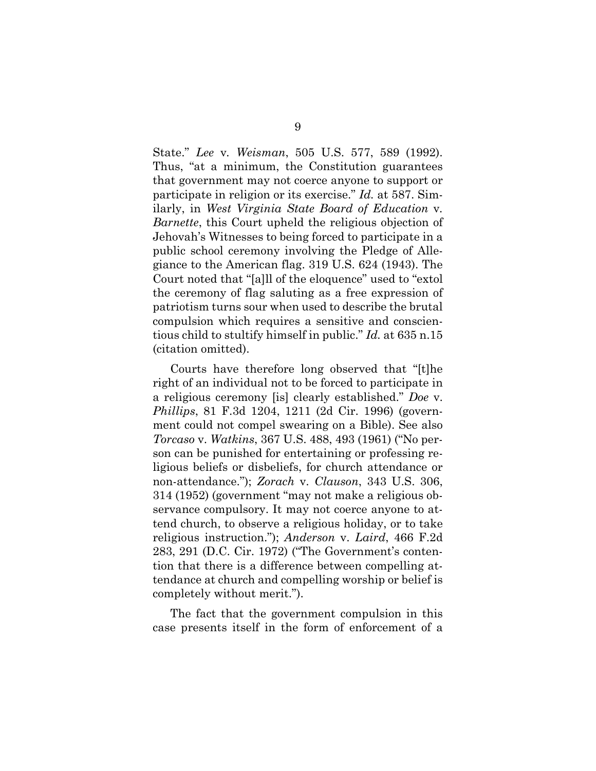State." *Lee* v. *Weisman*, 505 U.S. 577, 589 (1992). Thus, "at a minimum, the Constitution guarantees that government may not coerce anyone to support or participate in religion or its exercise." *Id.* at 587. Similarly, in *West Virginia State Board of Education* v. *Barnette*, this Court upheld the religious objection of Jehovah's Witnesses to being forced to participate in a public school ceremony involving the Pledge of Allegiance to the American flag. 319 U.S. 624 (1943). The Court noted that "[a]ll of the eloquence" used to "extol the ceremony of flag saluting as a free expression of patriotism turns sour when used to describe the brutal compulsion which requires a sensitive and conscientious child to stultify himself in public." *Id.* at 635 n.15 (citation omitted).

Courts have therefore long observed that "[t]he right of an individual not to be forced to participate in a religious ceremony [is] clearly established." *Doe* v. *Phillips*, 81 F.3d 1204, 1211 (2d Cir. 1996) (government could not compel swearing on a Bible). See also *Torcaso* v. *Watkins*, 367 U.S. 488, 493 (1961) ("No person can be punished for entertaining or professing religious beliefs or disbeliefs, for church attendance or non-attendance."); *Zorach* v. *Clauson*, 343 U.S. 306, 314 (1952) (government "may not make a religious observance compulsory. It may not coerce anyone to attend church, to observe a religious holiday, or to take religious instruction."); *Anderson* v. *Laird*, 466 F.2d 283, 291 (D.C. Cir. 1972) ("The Government's contention that there is a difference between compelling attendance at church and compelling worship or belief is completely without merit.").

The fact that the government compulsion in this case presents itself in the form of enforcement of a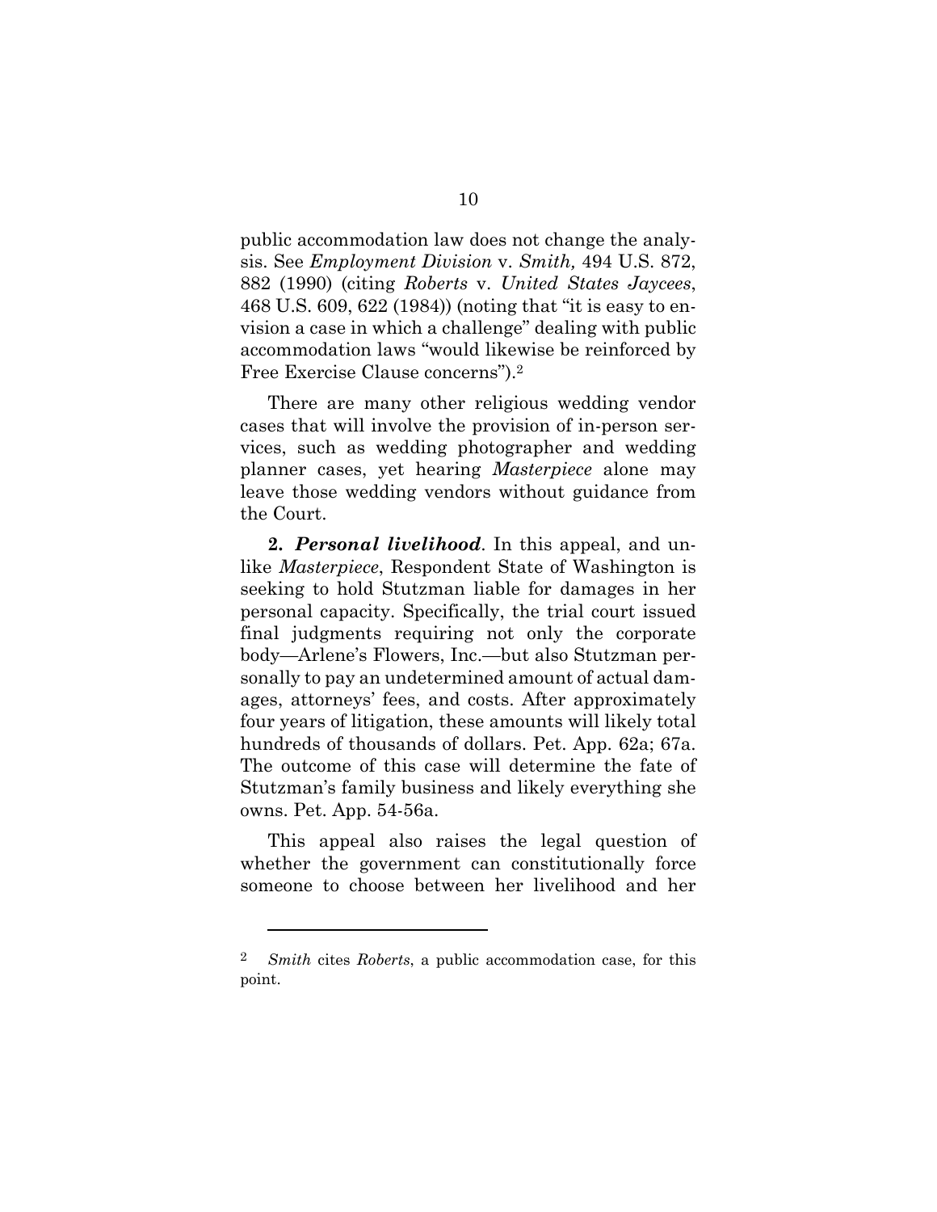public accommodation law does not change the analysis. See *Employment Division* v. *Smith,* 494 U.S. 872, 882 (1990) (citing *Roberts* v. *United States Jaycees*, 468 U.S. 609, 622 (1984)) (noting that "it is easy to envision a case in which a challenge" dealing with public accommodation laws "would likewise be reinforced by Free Exercise Clause concerns").[2]

There are many other religious wedding vendor cases that will involve the provision of in-person services, such as wedding photographer and wedding planner cases, yet hearing *Masterpiece* alone may leave those wedding vendors without guidance from the Court.

**2. *Personal livelihood*.** In this appeal, and unlike *Masterpiece*, Respondent State of Washington is seeking to hold Stutzman liable for damages in her personal capacity. Specifically, the trial court issued final judgments requiring not only the corporate body—Arlene's Flowers, Inc.—but also Stutzman personally to pay an undetermined amount of actual damages, attorneys' fees, and costs. After approximately four years of litigation, these amounts will likely total hundreds of thousands of dollars. Pet. App. 62a; 67a. The outcome of this case will determine the fate of Stutzman's family business and likely everything she owns. Pet. App. 54-56a.

This appeal also raises the legal question of whether the government can constitutionally force someone to choose between her livelihood and her

---

[2] *Smith* cites *Roberts*, a public accommodation case, for this point.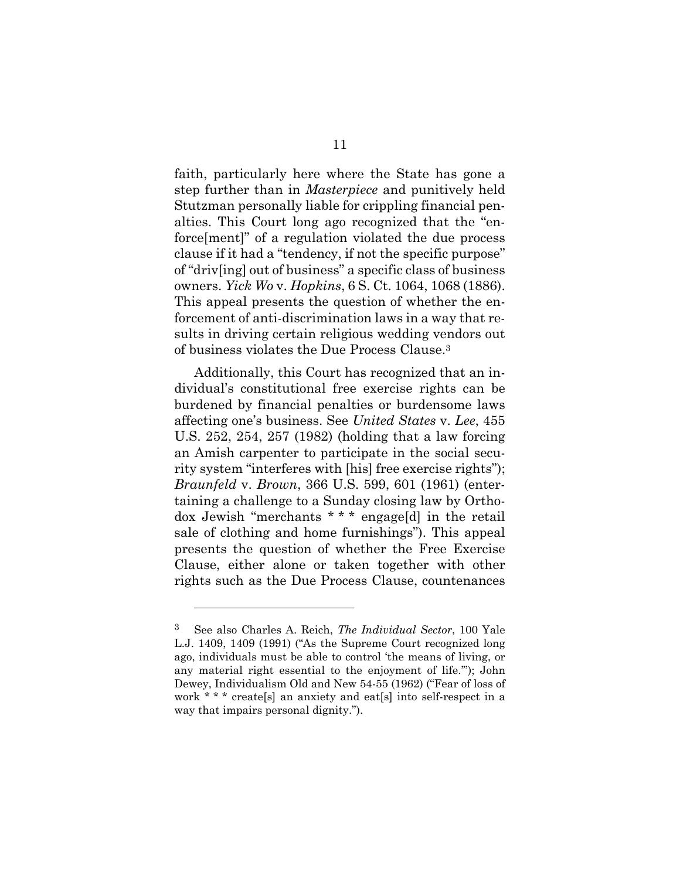faith, particularly here where the State has gone a step further than in *Masterpiece* and punitively held Stutzman personally liable for crippling financial penalties. This Court long ago recognized that the "enforce[ment]" of a regulation violated the due process clause if it had a "tendency, if not the specific purpose" of "driv[ing] out of business" a specific class of business owners. *Yick Wo* v. *Hopkins*, 6 S. Ct. 1064, 1068 (1886). This appeal presents the question of whether the enforcement of anti-discrimination laws in a way that results in driving certain religious wedding vendors out of business violates the Due Process Clause.[3]

Additionally, this Court has recognized that an individual's constitutional free exercise rights can be burdened by financial penalties or burdensome laws affecting one's business. See *United States* v. *Lee*, 455 U.S. 252, 254, 257 (1982) (holding that a law forcing an Amish carpenter to participate in the social security system "interferes with [his] free exercise rights"); *Braunfeld* v. *Brown*, 366 U.S. 599, 601 (1961) (entertaining a challenge to a Sunday closing law by Orthodox Jewish "merchants * * * engage[d] in the retail sale of clothing and home furnishings"). This appeal presents the question of whether the Free Exercise Clause, either alone or taken together with other rights such as the Due Process Clause, countenances

---

[3] See also Charles A. Reich, *The Individual Sector*, 100 Yale L.J. 1409, 1409 (1991) ("As the Supreme Court recognized long ago, individuals must be able to control 'the means of living, or any material right essential to the enjoyment of life.'"); John Dewey, Individualism Old and New 54-55 (1962) ("Fear of loss of work * * * create[s] an anxiety and eat[s] into self-respect in a way that impairs personal dignity.").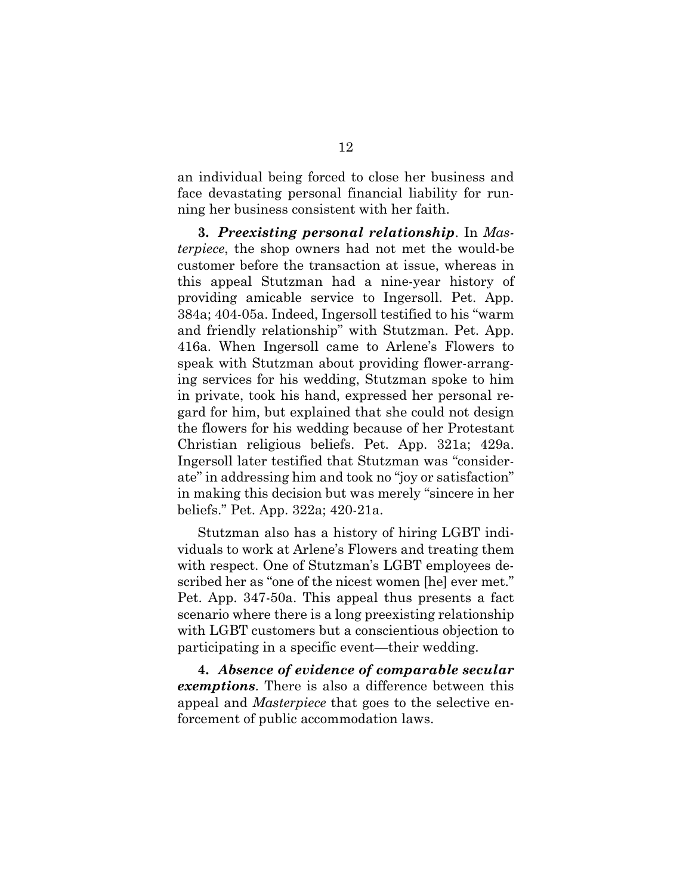an individual being forced to close her business and face devastating personal financial liability for running her business consistent with her faith.

**3.** ***Preexisting personal relationship***. In *Masterpiece*, the shop owners had not met the would-be customer before the transaction at issue, whereas in this appeal Stutzman had a nine-year history of providing amicable service to Ingersoll. Pet. App. 384a; 404-05a. Indeed, Ingersoll testified to his "warm and friendly relationship" with Stutzman. Pet. App. 416a. When Ingersoll came to Arlene's Flowers to speak with Stutzman about providing flower-arranging services for his wedding, Stutzman spoke to him in private, took his hand, expressed her personal regard for him, but explained that she could not design the flowers for his wedding because of her Protestant Christian religious beliefs. Pet. App. 321a; 429a. Ingersoll later testified that Stutzman was "considerate" in addressing him and took no "joy or satisfaction" in making this decision but was merely "sincere in her beliefs." Pet. App. 322a; 420-21a.

Stutzman also has a history of hiring LGBT individuals to work at Arlene's Flowers and treating them with respect. One of Stutzman's LGBT employees described her as "one of the nicest women [he] ever met." Pet. App. 347-50a. This appeal thus presents a fact scenario where there is a long preexisting relationship with LGBT customers but a conscientious objection to participating in a specific event—their wedding.

**4.** ***Absence of evidence of comparable secular exemptions***. There is also a difference between this appeal and *Masterpiece* that goes to the selective enforcement of public accommodation laws.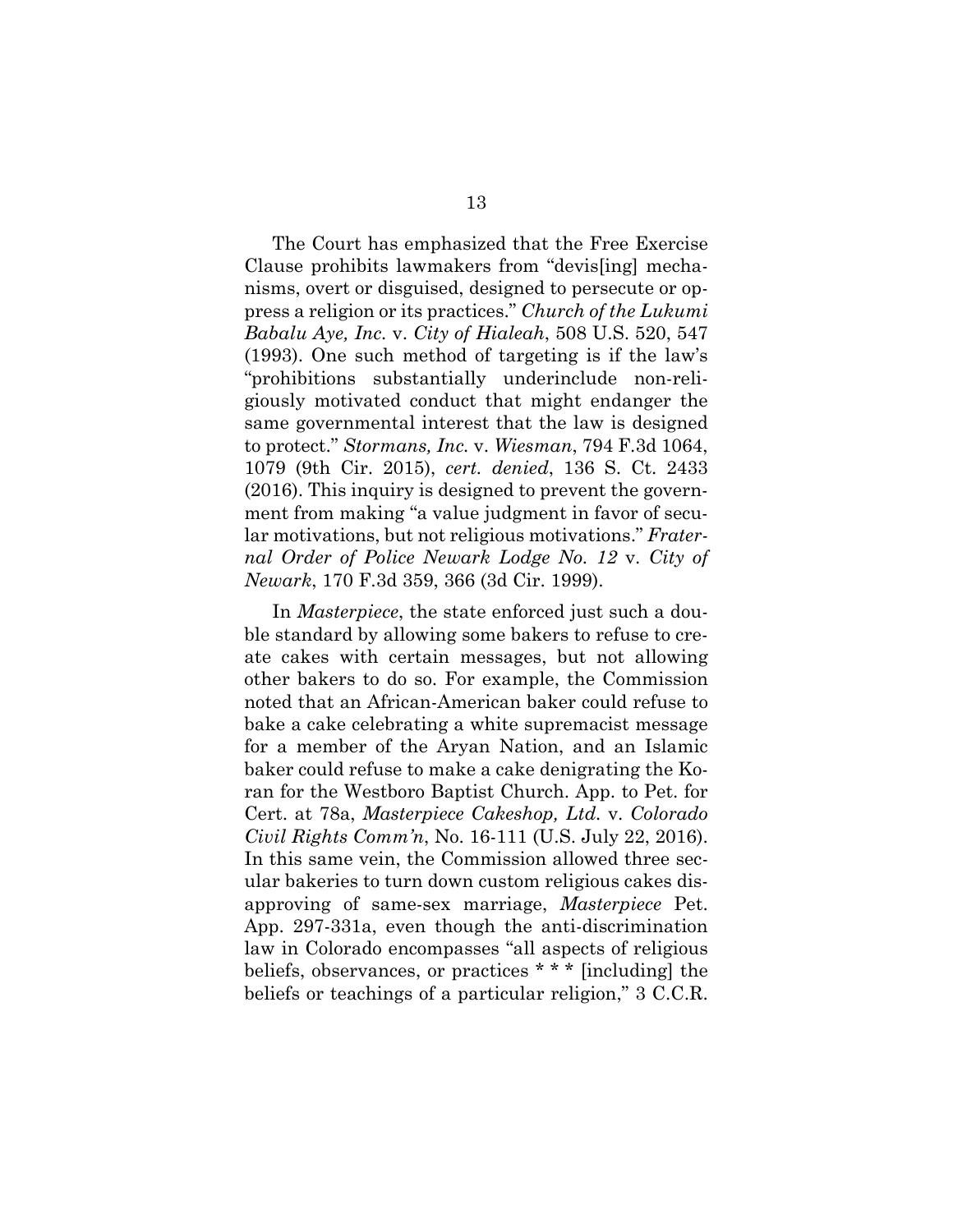The Court has emphasized that the Free Exercise Clause prohibits lawmakers from "devis[ing] mechanisms, overt or disguised, designed to persecute or oppress a religion or its practices." *Church of the Lukumi Babalu Aye, Inc.* v. *City of Hialeah*, 508 U.S. 520, 547 (1993). One such method of targeting is if the law's "prohibitions substantially underinclude non-religiously motivated conduct that might endanger the same governmental interest that the law is designed to protect." *Stormans, Inc.* v. *Wiesman*, 794 F.3d 1064, 1079 (9th Cir. 2015), *cert. denied*, 136 S. Ct. 2433 (2016). This inquiry is designed to prevent the government from making "a value judgment in favor of secular motivations, but not religious motivations." *Fraternal Order of Police Newark Lodge No. 12* v. *City of Newark*, 170 F.3d 359, 366 (3d Cir. 1999).

In *Masterpiece*, the state enforced just such a double standard by allowing some bakers to refuse to create cakes with certain messages, but not allowing other bakers to do so. For example, the Commission noted that an African-American baker could refuse to bake a cake celebrating a white supremacist message for a member of the Aryan Nation, and an Islamic baker could refuse to make a cake denigrating the Koran for the Westboro Baptist Church. App. to Pet. for Cert. at 78a, *Masterpiece Cakeshop, Ltd.* v. *Colorado Civil Rights Comm'n*, No. 16-111 (U.S. July 22, 2016). In this same vein, the Commission allowed three secular bakeries to turn down custom religious cakes disapproving of same-sex marriage, *Masterpiece* Pet. App. 297-331a, even though the anti-discrimination law in Colorado encompasses "all aspects of religious beliefs, observances, or practices * * * [including] the beliefs or teachings of a particular religion," 3 C.C.R.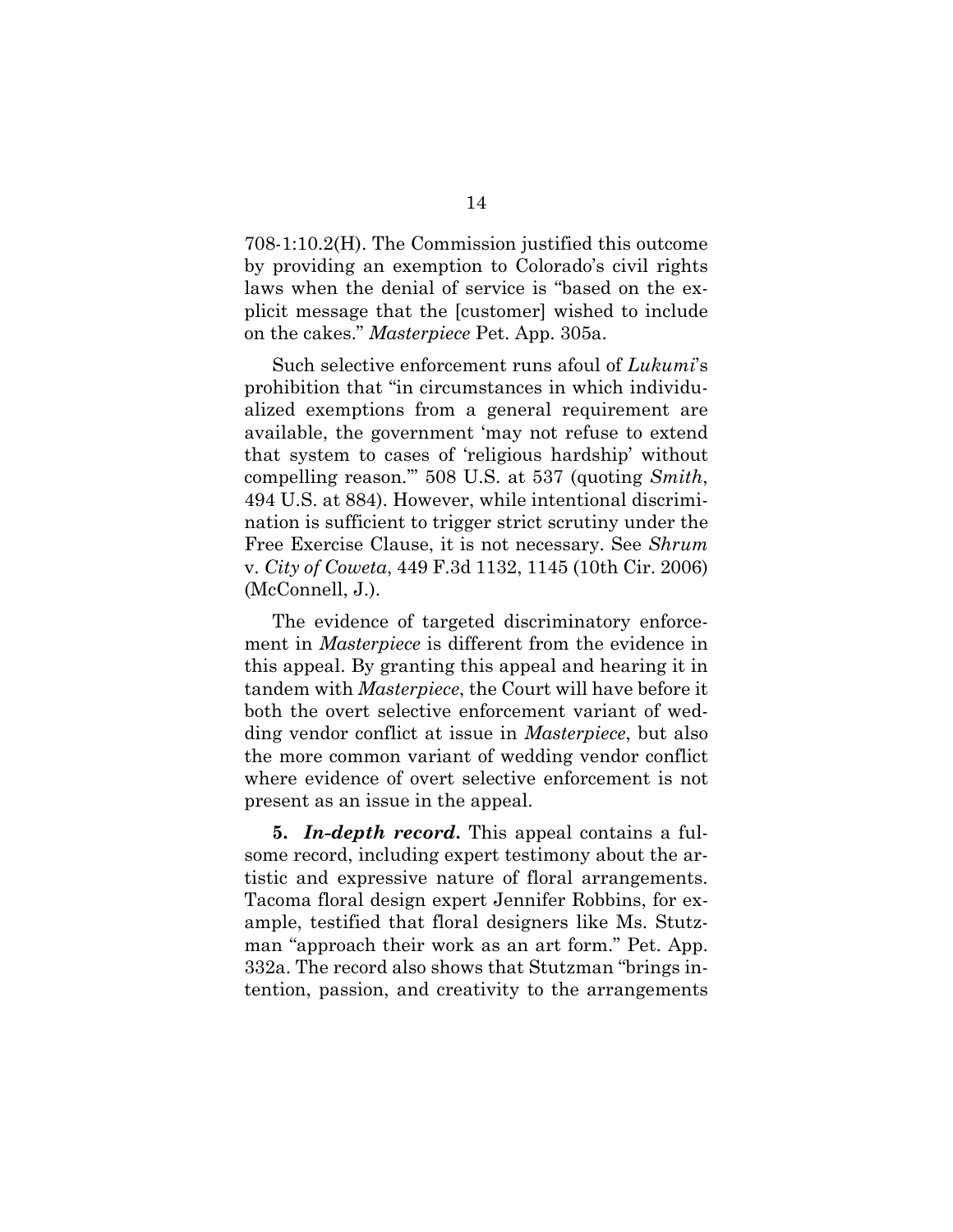708-1:10.2(H). The Commission justified this outcome by providing an exemption to Colorado's civil rights laws when the denial of service is "based on the explicit message that the [customer] wished to include on the cakes." *Masterpiece* Pet. App. 305a.

Such selective enforcement runs afoul of *Lukumi*'s prohibition that "in circumstances in which individualized exemptions from a general requirement are available, the government 'may not refuse to extend that system to cases of 'religious hardship' without compelling reason.'" 508 U.S. at 537 (quoting *Smith*, 494 U.S. at 884). However, while intentional discrimination is sufficient to trigger strict scrutiny under the Free Exercise Clause, it is not necessary. See *Shrum* v. *City of Coweta*, 449 F.3d 1132, 1145 (10th Cir. 2006) (McConnell, J.).

The evidence of targeted discriminatory enforcement in *Masterpiece* is different from the evidence in this appeal. By granting this appeal and hearing it in tandem with *Masterpiece*, the Court will have before it both the overt selective enforcement variant of wedding vendor conflict at issue in *Masterpiece*, but also the more common variant of wedding vendor conflict where evidence of overt selective enforcement is not present as an issue in the appeal.

**5.** ***In-depth record.*** This appeal contains a fulsome record, including expert testimony about the artistic and expressive nature of floral arrangements. Tacoma floral design expert Jennifer Robbins, for example, testified that floral designers like Ms. Stutzman "approach their work as an art form." Pet. App. 332a. The record also shows that Stutzman "brings intention, passion, and creativity to the arrangements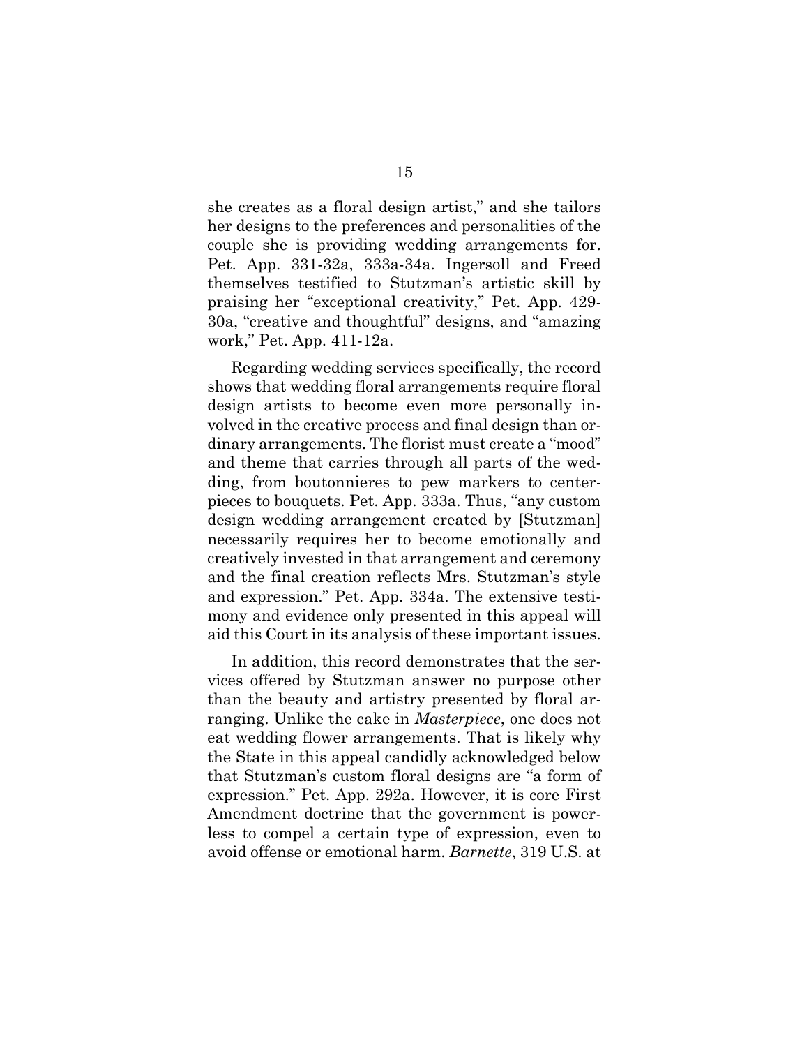she creates as a floral design artist," and she tailors her designs to the preferences and personalities of the couple she is providing wedding arrangements for. Pet. App. 331-32a, 333a-34a. Ingersoll and Freed themselves testified to Stutzman's artistic skill by praising her "exceptional creativity," Pet. App. 429-30a, "creative and thoughtful" designs, and "amazing work," Pet. App. 411-12a.

Regarding wedding services specifically, the record shows that wedding floral arrangements require floral design artists to become even more personally involved in the creative process and final design than ordinary arrangements. The florist must create a "mood" and theme that carries through all parts of the wedding, from boutonnieres to pew markers to centerpieces to bouquets. Pet. App. 333a. Thus, "any custom design wedding arrangement created by [Stutzman] necessarily requires her to become emotionally and creatively invested in that arrangement and ceremony and the final creation reflects Mrs. Stutzman's style and expression." Pet. App. 334a. The extensive testimony and evidence only presented in this appeal will aid this Court in its analysis of these important issues.

In addition, this record demonstrates that the services offered by Stutzman answer no purpose other than the beauty and artistry presented by floral arranging. Unlike the cake in *Masterpiece*, one does not eat wedding flower arrangements. That is likely why the State in this appeal candidly acknowledged below that Stutzman's custom floral designs are "a form of expression." Pet. App. 292a. However, it is core First Amendment doctrine that the government is powerless to compel a certain type of expression, even to avoid offense or emotional harm. *Barnette*, 319 U.S. at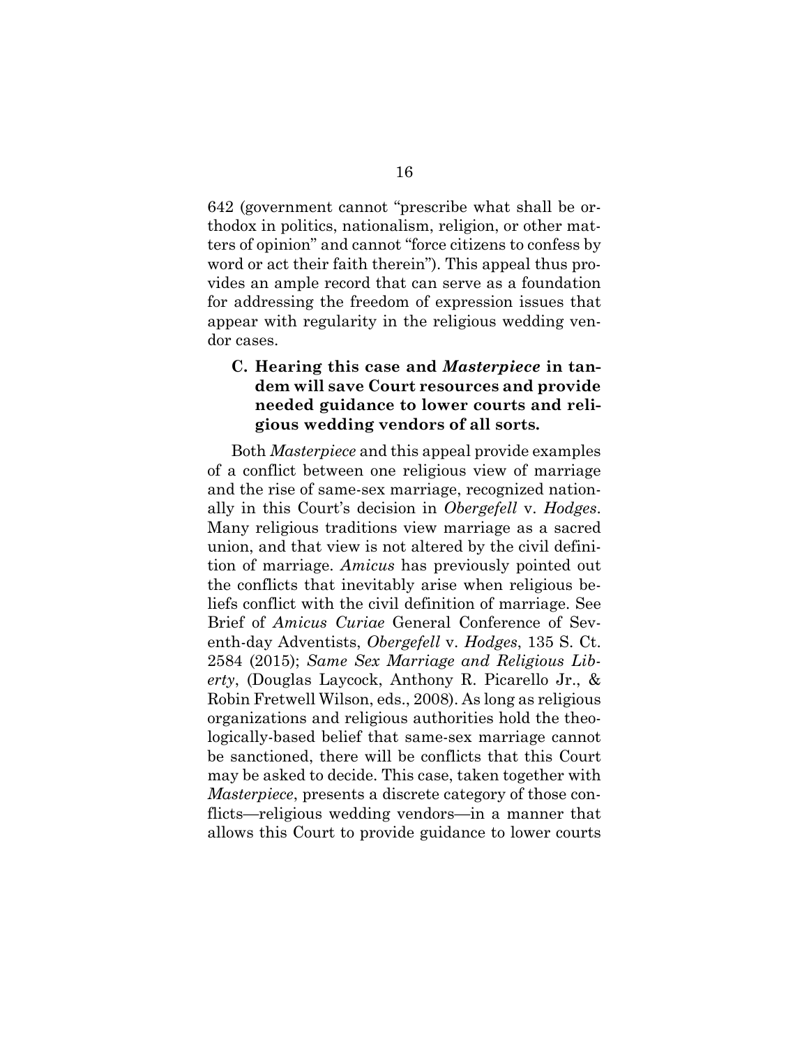642 (government cannot "prescribe what shall be orthodox in politics, nationalism, religion, or other matters of opinion" and cannot "force citizens to confess by word or act their faith therein"). This appeal thus provides an ample record that can serve as a foundation for addressing the freedom of expression issues that appear with regularity in the religious wedding vendor cases.

### C. Hearing this case and *Masterpiece* in tandem will save Court resources and provide needed guidance to lower courts and religious wedding vendors of all sorts.

Both *Masterpiece* and this appeal provide examples of a conflict between one religious view of marriage and the rise of same-sex marriage, recognized nationally in this Court's decision in *Obergefell* v. *Hodges*. Many religious traditions view marriage as a sacred union, and that view is not altered by the civil definition of marriage. *Amicus* has previously pointed out the conflicts that inevitably arise when religious beliefs conflict with the civil definition of marriage. See Brief of *Amicus Curiae* General Conference of Seventh-day Adventists, *Obergefell* v. *Hodges*, 135 S. Ct. 2584 (2015); *Same Sex Marriage and Religious Liberty*, (Douglas Laycock, Anthony R. Picarello Jr., & Robin Fretwell Wilson, eds., 2008). As long as religious organizations and religious authorities hold the theologically-based belief that same-sex marriage cannot be sanctioned, there will be conflicts that this Court may be asked to decide. This case, taken together with *Masterpiece*, presents a discrete category of those conflicts—religious wedding vendors—in a manner that allows this Court to provide guidance to lower courts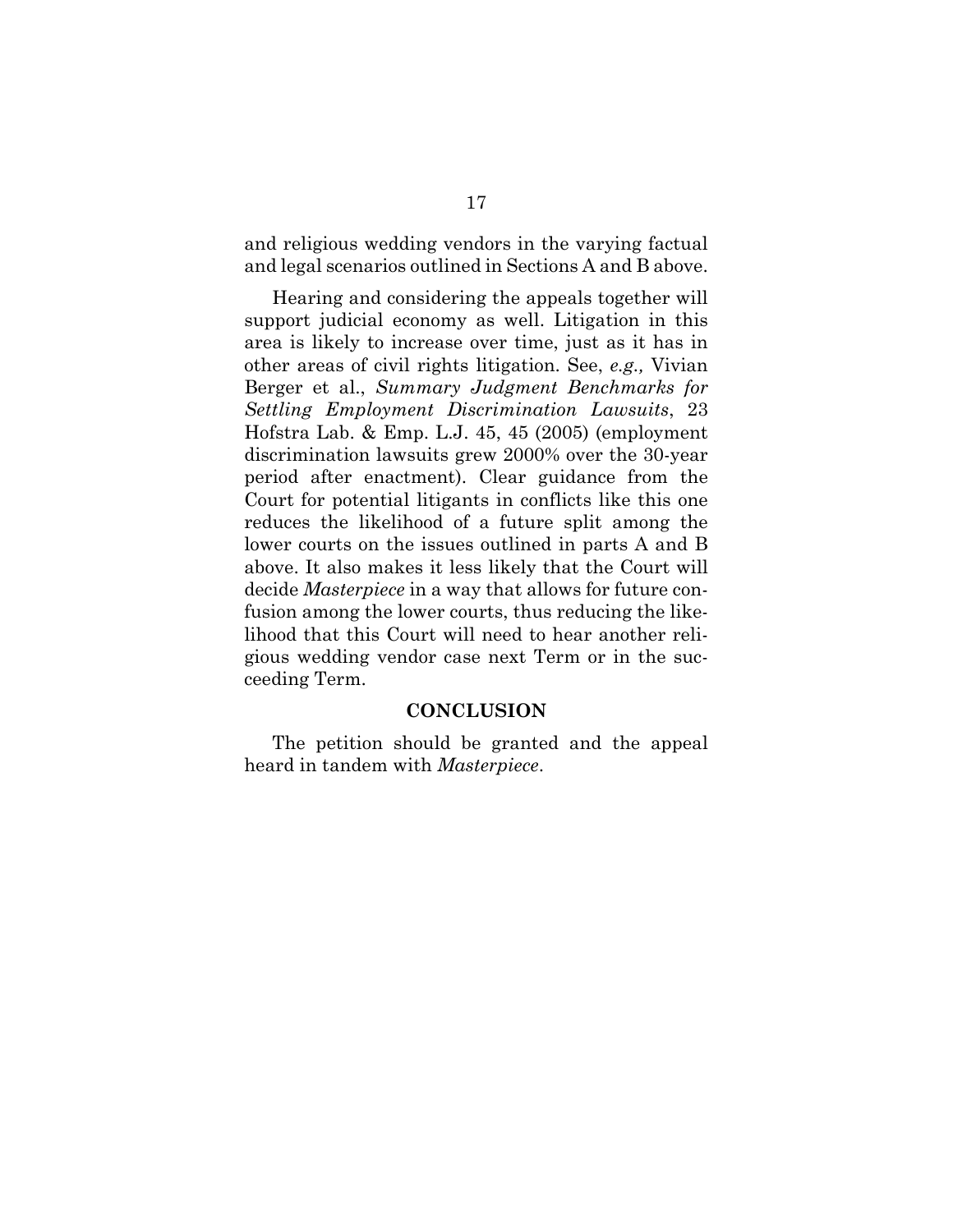and religious wedding vendors in the varying factual and legal scenarios outlined in Sections A and B above.

Hearing and considering the appeals together will support judicial economy as well. Litigation in this area is likely to increase over time, just as it has in other areas of civil rights litigation. See, *e.g.,* Vivian Berger et al., *Summary Judgment Benchmarks for Settling Employment Discrimination Lawsuits*, 23 Hofstra Lab. & Emp. L.J. 45, 45 (2005) (employment discrimination lawsuits grew 2000% over the 30-year period after enactment). Clear guidance from the Court for potential litigants in conflicts like this one reduces the likelihood of a future split among the lower courts on the issues outlined in parts A and B above. It also makes it less likely that the Court will decide *Masterpiece* in a way that allows for future confusion among the lower courts, thus reducing the likelihood that this Court will need to hear another religious wedding vendor case next Term or in the succeeding Term.

## CONCLUSION

The petition should be granted and the appeal heard in tandem with *Masterpiece*.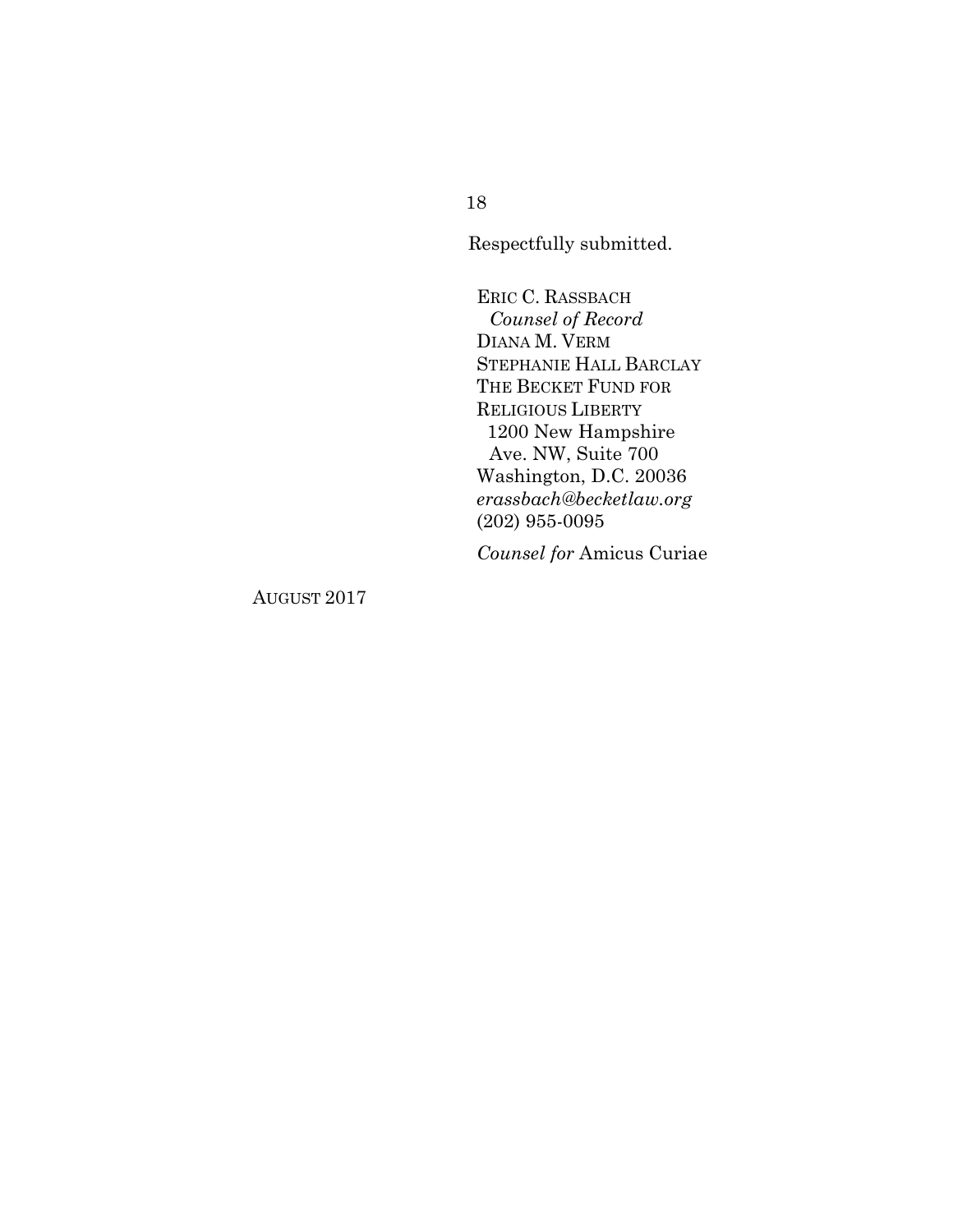Respectfully submitted.

ERIC C. RASSBACH
*Counsel of Record*
DIANA M. VERM
STEPHANIE HALL BARCLAY
THE BECKET FUND FOR
RELIGIOUS LIBERTY
1200 New Hampshire
Ave. NW, Suite 700
Washington, D.C. 20036
*erassbach@becketlaw.org*
(202) 955-0095

*Counsel for* Amicus Curiae

AUGUST 2017